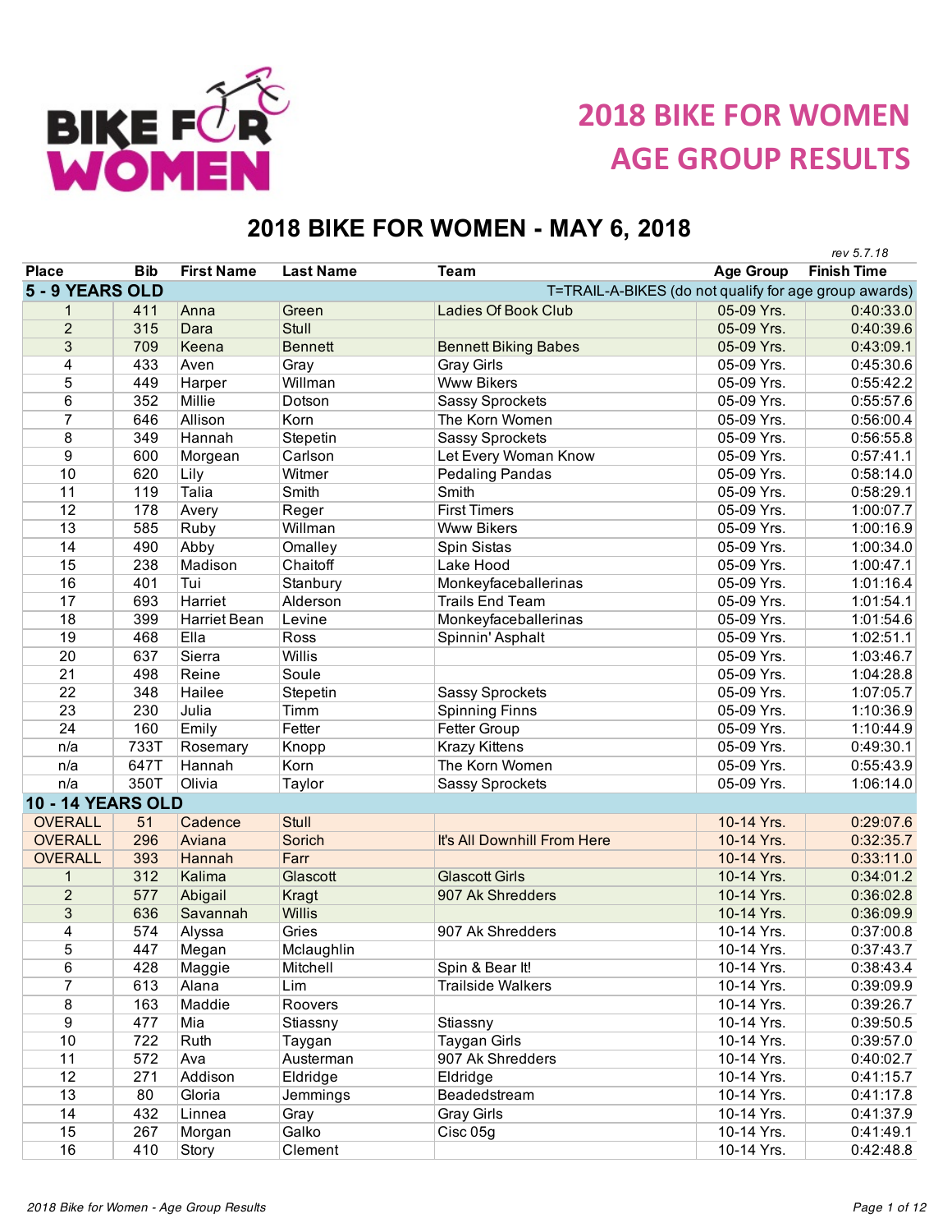# 2018 BIKE FOR WOMEN AGE GROUP RESULTS

## 2018 BIKE FOR WOMEN - MAY 6, 2018

*rev 5.7.18*

| Place | Bib | First Name | Last Name | Team | Age Group | Finish Time |
|---|---|---|---|---|---|---|
| **5 - 9 YEARS OLD** | | | | T=TRAIL-A-BIKES (do not qualify for age group awards) | | |
| 1 | 411 | Anna | Green | Ladies Of Book Club | 05-09 Yrs. | 0:40:33.0 |
| 2 | 315 | Dara | Stull | | 05-09 Yrs. | 0:40:39.6 |
| 3 | 709 | Keena | Bennett | Bennett Biking Babes | 05-09 Yrs. | 0:43:09.1 |
| 4 | 433 | Aven | Gray | Gray Girls | 05-09 Yrs. | 0:45:30.6 |
| 5 | 449 | Harper | Willman | Www Bikers | 05-09 Yrs. | 0:55:42.2 |
| 6 | 352 | Millie | Dotson | Sassy Sprockets | 05-09 Yrs. | 0:55:57.6 |
| 7 | 646 | Allison | Korn | The Korn Women | 05-09 Yrs. | 0:56:00.4 |
| 8 | 349 | Hannah | Stepetin | Sassy Sprockets | 05-09 Yrs. | 0:56:55.8 |
| 9 | 600 | Morgean | Carlson | Let Every Woman Know | 05-09 Yrs. | 0:57:41.1 |
| 10 | 620 | Lily | Witmer | Pedaling Pandas | 05-09 Yrs. | 0:58:14.0 |
| 11 | 119 | Talia | Smith | Smith | 05-09 Yrs. | 0:58:29.1 |
| 12 | 178 | Avery | Reger | First Timers | 05-09 Yrs. | 1:00:07.7 |
| 13 | 585 | Ruby | Willman | Www Bikers | 05-09 Yrs. | 1:00:16.9 |
| 14 | 490 | Abby | Omalley | Spin Sistas | 05-09 Yrs. | 1:00:34.0 |
| 15 | 238 | Madison | Chaitoff | Lake Hood | 05-09 Yrs. | 1:00:47.1 |
| 16 | 401 | Tui | Stanbury | Monkeyfaceballerinas | 05-09 Yrs. | 1:01:16.4 |
| 17 | 693 | Harriet | Alderson | Trails End Team | 05-09 Yrs. | 1:01:54.1 |
| 18 | 399 | Harriet Bean | Levine | Monkeyfaceballerinas | 05-09 Yrs. | 1:01:54.6 |
| 19 | 468 | Ella | Ross | Spinnin' Asphalt | 05-09 Yrs. | 1:02:51.1 |
| 20 | 637 | Sierra | Willis | | 05-09 Yrs. | 1:03:46.7 |
| 21 | 498 | Reine | Soule | | 05-09 Yrs. | 1:04:28.8 |
| 22 | 348 | Hailee | Stepetin | Sassy Sprockets | 05-09 Yrs. | 1:07:05.7 |
| 23 | 230 | Julia | Timm | Spinning Finns | 05-09 Yrs. | 1:10:36.9 |
| 24 | 160 | Emily | Fetter | Fetter Group | 05-09 Yrs. | 1:10:44.9 |
| n/a | 733T | Rosemary | Knopp | Krazy Kittens | 05-09 Yrs. | 0:49:30.1 |
| n/a | 647T | Hannah | Korn | The Korn Women | 05-09 Yrs. | 0:55:43.9 |
| n/a | 350T | Olivia | Taylor | Sassy Sprockets | 05-09 Yrs. | 1:06:14.0 |
| **10 - 14 YEARS OLD** | | | | | | |
| OVERALL | 51 | Cadence | Stull | | 10-14 Yrs. | 0:29:07.6 |
| OVERALL | 296 | Aviana | Sorich | It's All Downhill From Here | 10-14 Yrs. | 0:32:35.7 |
| OVERALL | 393 | Hannah | Farr | | 10-14 Yrs. | 0:33:11.0 |
| 1 | 312 | Kalima | Glascott | Glascott Girls | 10-14 Yrs. | 0:34:01.2 |
| 2 | 577 | Abigail | Kragt | 907 Ak Shredders | 10-14 Yrs. | 0:36:02.8 |
| 3 | 636 | Savannah | Willis | | 10-14 Yrs. | 0:36:09.9 |
| 4 | 574 | Alyssa | Gries | 907 Ak Shredders | 10-14 Yrs. | 0:37:00.8 |
| 5 | 447 | Megan | Mclaughlin | | 10-14 Yrs. | 0:37:43.7 |
| 6 | 428 | Maggie | Mitchell | Spin & Bear It! | 10-14 Yrs. | 0:38:43.4 |
| 7 | 613 | Alana | Lim | Trailside Walkers | 10-14 Yrs. | 0:39:09.9 |
| 8 | 163 | Maddie | Roovers | | 10-14 Yrs. | 0:39:26.7 |
| 9 | 477 | Mia | Stiassny | Stiassny | 10-14 Yrs. | 0:39:50.5 |
| 10 | 722 | Ruth | Taygan | Taygan Girls | 10-14 Yrs. | 0:39:57.0 |
| 11 | 572 | Ava | Austerman | 907 Ak Shredders | 10-14 Yrs. | 0:40:02.7 |
| 12 | 271 | Addison | Eldridge | Eldridge | 10-14 Yrs. | 0:41:15.7 |
| 13 | 80 | Gloria | Jemmings | Beadedstream | 10-14 Yrs. | 0:41:17.8 |
| 14 | 432 | Linnea | Gray | Gray Girls | 10-14 Yrs. | 0:41:37.9 |
| 15 | 267 | Morgan | Galko | Cisc 05g | 10-14 Yrs. | 0:41:49.1 |
| 16 | 410 | Story | Clement | | 10-14 Yrs. | 0:42:48.8 |

*2018 Bike for Women - Age Group Results*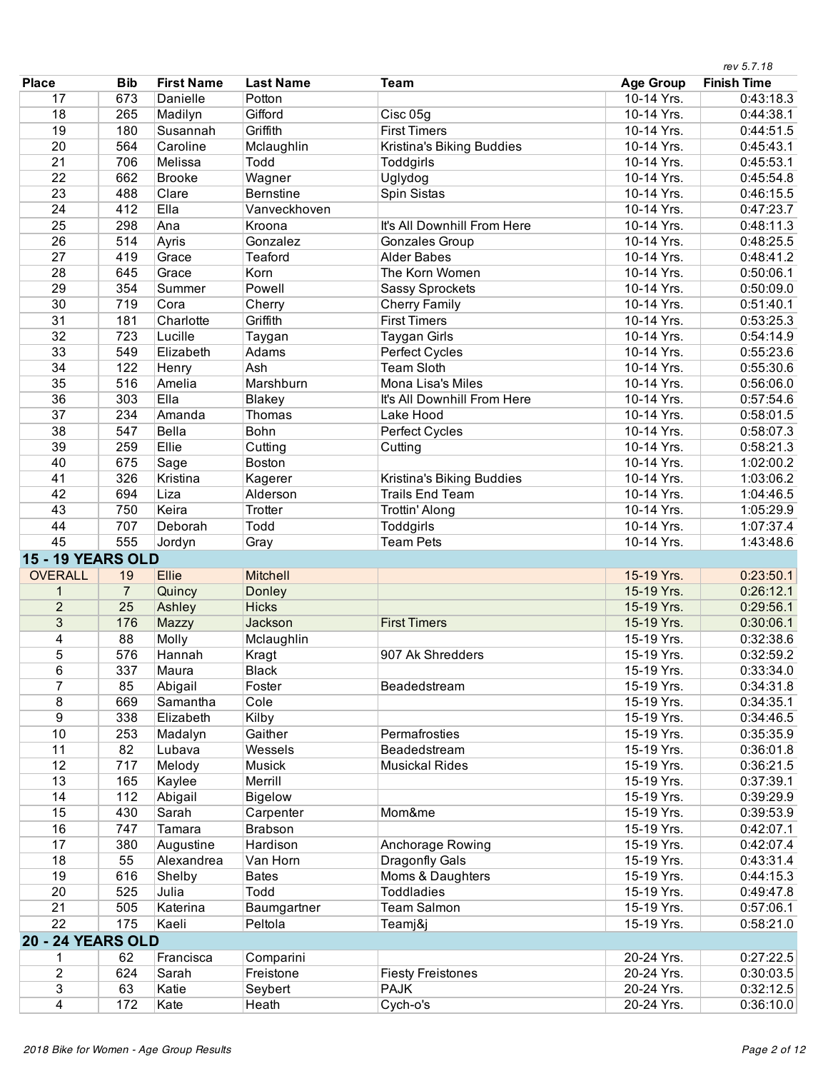| Place | Bib | First Name | Last Name | Team | Age Group | Finish Time |
|---|---|---|---|---|---|---|
| 17 | 673 | Danielle | Potton | | 10-14 Yrs. | 0:43:18.3 |
| 18 | 265 | Madilyn | Gifford | Cisc 05g | 10-14 Yrs. | 0:44:38.1 |
| 19 | 180 | Susannah | Griffith | First Timers | 10-14 Yrs. | 0:44:51.5 |
| 20 | 564 | Caroline | Mclaughlin | Kristina's Biking Buddies | 10-14 Yrs. | 0:45:43.1 |
| 21 | 706 | Melissa | Todd | Toddgirls | 10-14 Yrs. | 0:45:53.1 |
| 22 | 662 | Brooke | Wagner | Uglydog | 10-14 Yrs. | 0:45:54.8 |
| 23 | 488 | Clare | Bernstine | Spin Sistas | 10-14 Yrs. | 0:46:15.5 |
| 24 | 412 | Ella | Vanveckhoven | | 10-14 Yrs. | 0:47:23.7 |
| 25 | 298 | Ana | Kroona | It's All Downhill From Here | 10-14 Yrs. | 0:48:11.3 |
| 26 | 514 | Ayris | Gonzalez | Gonzales Group | 10-14 Yrs. | 0:48:25.5 |
| 27 | 419 | Grace | Teaford | Alder Babes | 10-14 Yrs. | 0:48:41.2 |
| 28 | 645 | Grace | Korn | The Korn Women | 10-14 Yrs. | 0:50:06.1 |
| 29 | 354 | Summer | Powell | Sassy Sprockets | 10-14 Yrs. | 0:50:09.0 |
| 30 | 719 | Cora | Cherry | Cherry Family | 10-14 Yrs. | 0:51:40.1 |
| 31 | 181 | Charlotte | Griffith | First Timers | 10-14 Yrs. | 0:53:25.3 |
| 32 | 723 | Lucille | Taygan | Taygan Girls | 10-14 Yrs. | 0:54:14.9 |
| 33 | 549 | Elizabeth | Adams | Perfect Cycles | 10-14 Yrs. | 0:55:23.6 |
| 34 | 122 | Henry | Ash | Team Sloth | 10-14 Yrs. | 0:55:30.6 |
| 35 | 516 | Amelia | Marshburn | Mona Lisa's Miles | 10-14 Yrs. | 0:56:06.0 |
| 36 | 303 | Ella | Blakey | It's All Downhill From Here | 10-14 Yrs. | 0:57:54.6 |
| 37 | 234 | Amanda | Thomas | Lake Hood | 10-14 Yrs. | 0:58:01.5 |
| 38 | 547 | Bella | Bohn | Perfect Cycles | 10-14 Yrs. | 0:58:07.3 |
| 39 | 259 | Ellie | Cutting | Cutting | 10-14 Yrs. | 0:58:21.3 |
| 40 | 675 | Sage | Boston | | 10-14 Yrs. | 1:02:00.2 |
| 41 | 326 | Kristina | Kagerer | Kristina's Biking Buddies | 10-14 Yrs. | 1:03:06.2 |
| 42 | 694 | Liza | Alderson | Trails End Team | 10-14 Yrs. | 1:04:46.5 |
| 43 | 750 | Keira | Trotter | Trottin' Along | 10-14 Yrs. | 1:05:29.9 |
| 44 | 707 | Deborah | Todd | Toddgirls | 10-14 Yrs. | 1:07:37.4 |
| 45 | 555 | Jordyn | Gray | Team Pets | 10-14 Yrs. | 1:43:48.6 |
| **15 - 19 YEARS OLD** | | | | | | |
| OVERALL | 19 | Ellie | Mitchell | | 15-19 Yrs. | 0:23:50.1 |
| 1 | 7 | Quincy | Donley | | 15-19 Yrs. | 0:26:12.1 |
| 2 | 25 | Ashley | Hicks | | 15-19 Yrs. | 0:29:56.1 |
| 3 | 176 | Mazzy | Jackson | First Timers | 15-19 Yrs. | 0:30:06.1 |
| 4 | 88 | Molly | Mclaughlin | | 15-19 Yrs. | 0:32:38.6 |
| 5 | 576 | Hannah | Kragt | 907 Ak Shredders | 15-19 Yrs. | 0:32:59.2 |
| 6 | 337 | Maura | Black | | 15-19 Yrs. | 0:33:34.0 |
| 7 | 85 | Abigail | Foster | Beadedstream | 15-19 Yrs. | 0:34:31.8 |
| 8 | 669 | Samantha | Cole | | 15-19 Yrs. | 0:34:35.1 |
| 9 | 338 | Elizabeth | Kilby | | 15-19 Yrs. | 0:34:46.5 |
| 10 | 253 | Madalyn | Gaither | Permafrosties | 15-19 Yrs. | 0:35:35.9 |
| 11 | 82 | Lubava | Wessels | Beadedstream | 15-19 Yrs. | 0:36:01.8 |
| 12 | 717 | Melody | Musick | Musickal Rides | 15-19 Yrs. | 0:36:21.5 |
| 13 | 165 | Kaylee | Merrill | | 15-19 Yrs. | 0:37:39.1 |
| 14 | 112 | Abigail | Bigelow | | 15-19 Yrs. | 0:39:29.9 |
| 15 | 430 | Sarah | Carpenter | Mom&me | 15-19 Yrs. | 0:39:53.9 |
| 16 | 747 | Tamara | Brabson | | 15-19 Yrs. | 0:42:07.1 |
| 17 | 380 | Augustine | Hardison | Anchorage Rowing | 15-19 Yrs. | 0:42:07.4 |
| 18 | 55 | Alexandrea | Van Horn | Dragonfly Gals | 15-19 Yrs. | 0:43:31.4 |
| 19 | 616 | Shelby | Bates | Moms & Daughters | 15-19 Yrs. | 0:44:15.3 |
| 20 | 525 | Julia | Todd | Toddladies | 15-19 Yrs. | 0:49:47.8 |
| 21 | 505 | Katerina | Baumgartner | Team Salmon | 15-19 Yrs. | 0:57:06.1 |
| 22 | 175 | Kaeli | Peltola | Teamj&j | 15-19 Yrs. | 0:58:21.0 |
| **20 - 24 YEARS OLD** | | | | | | |
| 1 | 62 | Francisca | Comparini | | 20-24 Yrs. | 0:27:22.5 |
| 2 | 624 | Sarah | Freistone | Fiesty Freistones | 20-24 Yrs. | 0:30:03.5 |
| 3 | 63 | Katie | Seybert | PAJK | 20-24 Yrs. | 0:32:12.5 |
| 4 | 172 | Kate | Heath | Cych-o's | 20-24 Yrs. | 0:36:10.0 |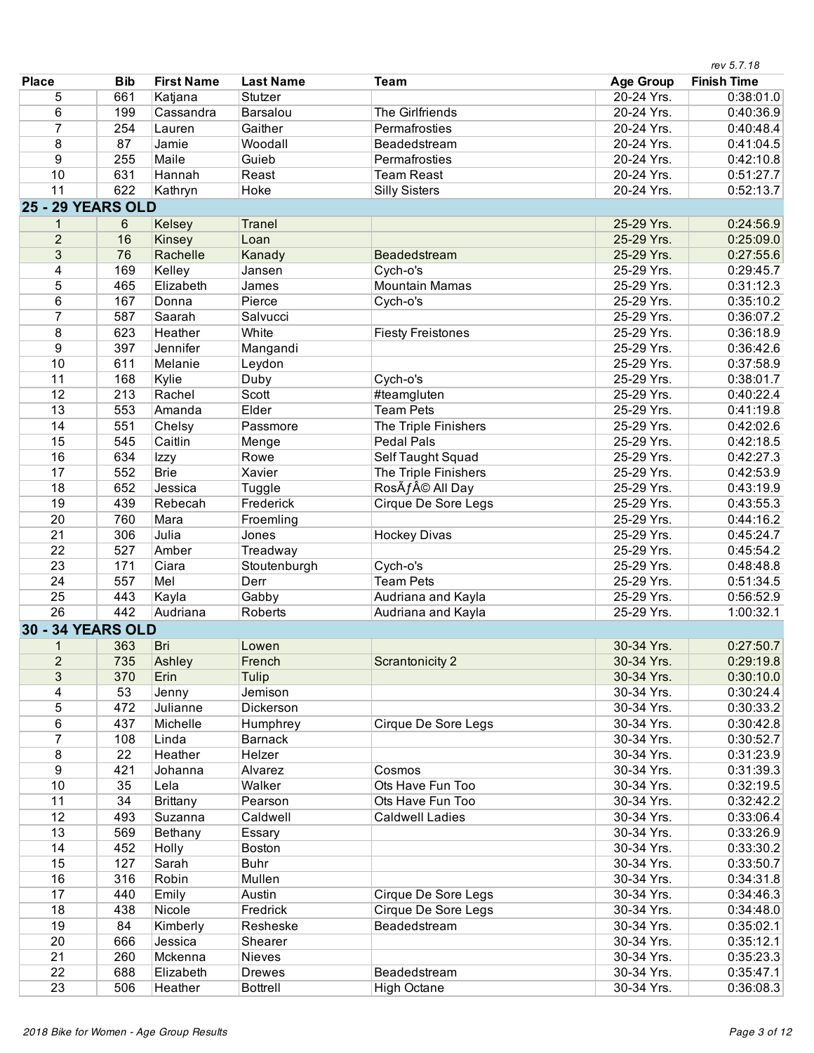| Place | Bib | First Name | Last Name | Team | Age Group | Finish Time |
|---|---|---|---|---|---|---|
| 5 | 661 | Katjana | Stutzer | | 20-24 Yrs. | 0:38:01.0 |
| 6 | 199 | Cassandra | Barsalou | The Girlfriends | 20-24 Yrs. | 0:40:36.9 |
| 7 | 254 | Lauren | Gaither | Permafrosties | 20-24 Yrs. | 0:40:48.4 |
| 8 | 87 | Jamie | Woodall | Beadedstream | 20-24 Yrs. | 0:41:04.5 |
| 9 | 255 | Maile | Guieb | Permafrosties | 20-24 Yrs. | 0:42:10.8 |
| 10 | 631 | Hannah | Reast | Team Reast | 20-24 Yrs. | 0:51:27.7 |
| 11 | 622 | Kathryn | Hoke | Silly Sisters | 20-24 Yrs. | 0:52:13.7 |
| **25 - 29 YEARS OLD** | | | | | | |
| 1 | 6 | Kelsey | Tranel | | 25-29 Yrs. | 0:24:56.9 |
| 2 | 16 | Kinsey | Loan | | 25-29 Yrs. | 0:25:09.0 |
| 3 | 76 | Rachelle | Kanady | Beadedstream | 25-29 Yrs. | 0:27:55.6 |
| 4 | 169 | Kelley | Jansen | Cych-o's | 25-29 Yrs. | 0:29:45.7 |
| 5 | 465 | Elizabeth | James | Mountain Mamas | 25-29 Yrs. | 0:31:12.3 |
| 6 | 167 | Donna | Pierce | Cych-o's | 25-29 Yrs. | 0:35:10.2 |
| 7 | 587 | Saarah | Salvucci | | 25-29 Yrs. | 0:36:07.2 |
| 8 | 623 | Heather | White | Fiesty Freistones | 25-29 Yrs. | 0:36:18.9 |
| 9 | 397 | Jennifer | Mangandi | | 25-29 Yrs. | 0:36:42.6 |
| 10 | 611 | Melanie | Leydon | | 25-29 Yrs. | 0:37:58.9 |
| 11 | 168 | Kylie | Duby | Cych-o's | 25-29 Yrs. | 0:38:01.7 |
| 12 | 213 | Rachel | Scott | #teamgluten | 25-29 Yrs. | 0:40:22.4 |
| 13 | 553 | Amanda | Elder | Team Pets | 25-29 Yrs. | 0:41:19.8 |
| 14 | 551 | Chelsy | Passmore | The Triple Finishers | 25-29 Yrs. | 0:42:02.6 |
| 15 | 545 | Caitlin | Menge | Pedal Pals | 25-29 Yrs. | 0:42:18.5 |
| 16 | 634 | Izzy | Rowe | Self Taught Squad | 25-29 Yrs. | 0:42:27.3 |
| 17 | 552 | Brie | Xavier | The Triple Finishers | 25-29 Yrs. | 0:42:53.9 |
| 18 | 652 | Jessica | Tuggle | RosÃƒÂ© All Day | 25-29 Yrs. | 0:43:19.9 |
| 19 | 439 | Rebecah | Frederick | Cirque De Sore Legs | 25-29 Yrs. | 0:43:55.3 |
| 20 | 760 | Mara | Froemling | | 25-29 Yrs. | 0:44:16.2 |
| 21 | 306 | Julia | Jones | Hockey Divas | 25-29 Yrs. | 0:45:24.7 |
| 22 | 527 | Amber | Treadway | | 25-29 Yrs. | 0:45:54.2 |
| 23 | 171 | Ciara | Stoutenburgh | Cych-o's | 25-29 Yrs. | 0:48:48.8 |
| 24 | 557 | Mel | Derr | Team Pets | 25-29 Yrs. | 0:51:34.5 |
| 25 | 443 | Kayla | Gabby | Audriana and Kayla | 25-29 Yrs. | 0:56:52.9 |
| 26 | 442 | Audriana | Roberts | Audriana and Kayla | 25-29 Yrs. | 1:00:32.1 |
| **30 - 34 YEARS OLD** | | | | | | |
| 1 | 363 | Bri | Lowen | | 30-34 Yrs. | 0:27:50.7 |
| 2 | 735 | Ashley | French | Scrantonicity 2 | 30-34 Yrs. | 0:29:19.8 |
| 3 | 370 | Erin | Tulip | | 30-34 Yrs. | 0:30:10.0 |
| 4 | 53 | Jenny | Jemison | | 30-34 Yrs. | 0:30:24.4 |
| 5 | 472 | Julianne | Dickerson | | 30-34 Yrs. | 0:30:33.2 |
| 6 | 437 | Michelle | Humphrey | Cirque De Sore Legs | 30-34 Yrs. | 0:30:42.8 |
| 7 | 108 | Linda | Barnack | | 30-34 Yrs. | 0:30:52.7 |
| 8 | 22 | Heather | Helzer | | 30-34 Yrs. | 0:31:23.9 |
| 9 | 421 | Johanna | Alvarez | Cosmos | 30-34 Yrs. | 0:31:39.3 |
| 10 | 35 | Lela | Walker | Ots Have Fun Too | 30-34 Yrs. | 0:32:19.5 |
| 11 | 34 | Brittany | Pearson | Ots Have Fun Too | 30-34 Yrs. | 0:32:42.2 |
| 12 | 493 | Suzanna | Caldwell | Caldwell Ladies | 30-34 Yrs. | 0:33:06.4 |
| 13 | 569 | Bethany | Essary | | 30-34 Yrs. | 0:33:26.9 |
| 14 | 452 | Holly | Boston | | 30-34 Yrs. | 0:33:30.2 |
| 15 | 127 | Sarah | Buhr | | 30-34 Yrs. | 0:33:50.7 |
| 16 | 316 | Robin | Mullen | | 30-34 Yrs. | 0:34:31.8 |
| 17 | 440 | Emily | Austin | Cirque De Sore Legs | 30-34 Yrs. | 0:34:46.3 |
| 18 | 438 | Nicole | Fredrick | Cirque De Sore Legs | 30-34 Yrs. | 0:34:48.0 |
| 19 | 84 | Kimberly | Resheske | Beadedstream | 30-34 Yrs. | 0:35:02.1 |
| 20 | 666 | Jessica | Shearer | | 30-34 Yrs. | 0:35:12.1 |
| 21 | 260 | Mckenna | Nieves | | 30-34 Yrs. | 0:35:23.3 |
| 22 | 688 | Elizabeth | Drewes | Beadedstream | 30-34 Yrs. | 0:35:47.1 |
| 23 | 506 | Heather | Bottrell | High Octane | 30-34 Yrs. | 0:36:08.3 |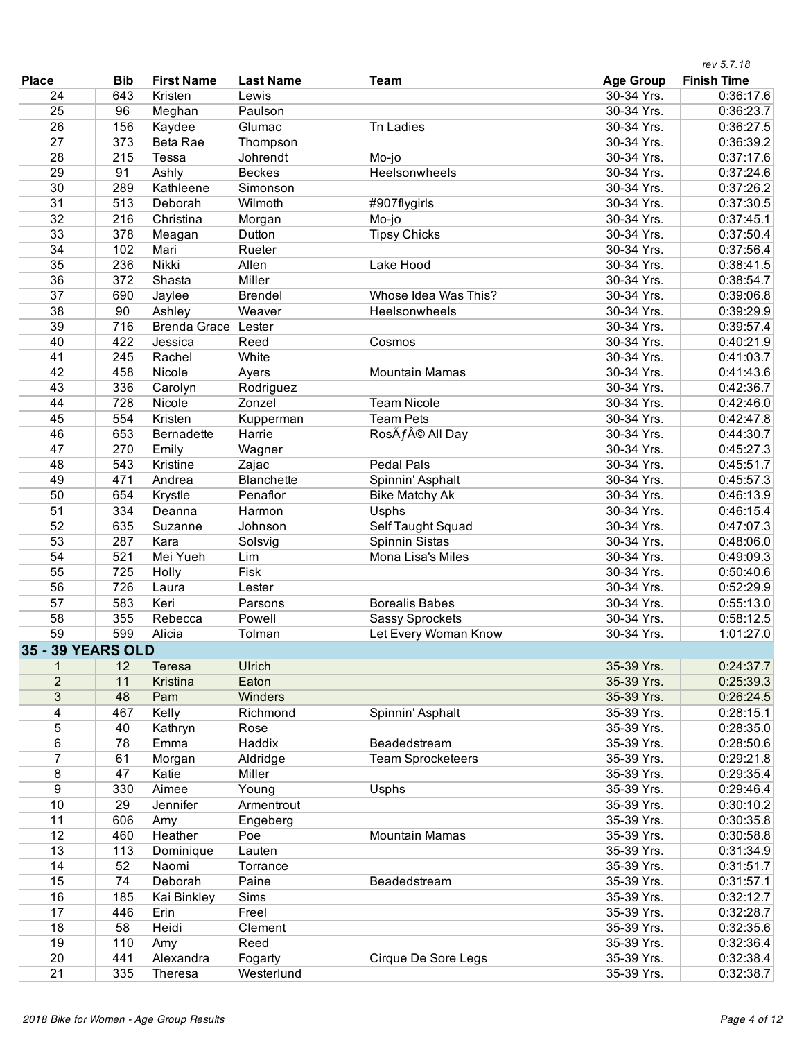*rev 5.7.18*

| Place | Bib | First Name | Last Name | Team | Age Group | Finish Time |
|---|---|---|---|---|---|---|
| 24 | 643 | Kristen | Lewis | | 30-34 Yrs. | 0:36:17.6 |
| 25 | 96 | Meghan | Paulson | | 30-34 Yrs. | 0:36:23.7 |
| 26 | 156 | Kaydee | Glumac | Tn Ladies | 30-34 Yrs. | 0:36:27.5 |
| 27 | 373 | Beta Rae | Thompson | | 30-34 Yrs. | 0:36:39.2 |
| 28 | 215 | Tessa | Johrendt | Mo-jo | 30-34 Yrs. | 0:37:17.6 |
| 29 | 91 | Ashly | Beckes | Heelsonwheels | 30-34 Yrs. | 0:37:24.6 |
| 30 | 289 | Kathleene | Simonson | | 30-34 Yrs. | 0:37:26.2 |
| 31 | 513 | Deborah | Wilmoth | #907flygirls | 30-34 Yrs. | 0:37:30.5 |
| 32 | 216 | Christina | Morgan | Mo-jo | 30-34 Yrs. | 0:37:45.1 |
| 33 | 378 | Meagan | Dutton | Tipsy Chicks | 30-34 Yrs. | 0:37:50.4 |
| 34 | 102 | Mari | Rueter | | 30-34 Yrs. | 0:37:56.4 |
| 35 | 236 | Nikki | Allen | Lake Hood | 30-34 Yrs. | 0:38:41.5 |
| 36 | 372 | Shasta | Miller | | 30-34 Yrs. | 0:38:54.7 |
| 37 | 690 | Jaylee | Brendel | Whose Idea Was This? | 30-34 Yrs. | 0:39:06.8 |
| 38 | 90 | Ashley | Weaver | Heelsonwheels | 30-34 Yrs. | 0:39:29.9 |
| 39 | 716 | Brenda Grace | Lester | | 30-34 Yrs. | 0:39:57.4 |
| 40 | 422 | Jessica | Reed | Cosmos | 30-34 Yrs. | 0:40:21.9 |
| 41 | 245 | Rachel | White | | 30-34 Yrs. | 0:41:03.7 |
| 42 | 458 | Nicole | Ayers | Mountain Mamas | 30-34 Yrs. | 0:41:43.6 |
| 43 | 336 | Carolyn | Rodriguez | | 30-34 Yrs. | 0:42:36.7 |
| 44 | 728 | Nicole | Zonzel | Team Nicole | 30-34 Yrs. | 0:42:46.0 |
| 45 | 554 | Kristen | Kupperman | Team Pets | 30-34 Yrs. | 0:42:47.8 |
| 46 | 653 | Bernadette | Harrie | RosÃƒÂ© All Day | 30-34 Yrs. | 0:44:30.7 |
| 47 | 270 | Emily | Wagner | | 30-34 Yrs. | 0:45:27.3 |
| 48 | 543 | Kristine | Zajac | Pedal Pals | 30-34 Yrs. | 0:45:51.7 |
| 49 | 471 | Andrea | Blanchette | Spinnin' Asphalt | 30-34 Yrs. | 0:45:57.3 |
| 50 | 654 | Krystle | Penaflor | Bike Matchy Ak | 30-34 Yrs. | 0:46:13.9 |
| 51 | 334 | Deanna | Harmon | Usphs | 30-34 Yrs. | 0:46:15.4 |
| 52 | 635 | Suzanne | Johnson | Self Taught Squad | 30-34 Yrs. | 0:47:07.3 |
| 53 | 287 | Kara | Solsvig | Spinnin Sistas | 30-34 Yrs. | 0:48:06.0 |
| 54 | 521 | Mei Yueh | Lim | Mona Lisa's Miles | 30-34 Yrs. | 0:49:09.3 |
| 55 | 725 | Holly | Fisk | | 30-34 Yrs. | 0:50:40.6 |
| 56 | 726 | Laura | Lester | | 30-34 Yrs. | 0:52:29.9 |
| 57 | 583 | Keri | Parsons | Borealis Babes | 30-34 Yrs. | 0:55:13.0 |
| 58 | 355 | Rebecca | Powell | Sassy Sprockets | 30-34 Yrs. | 0:58:12.5 |
| 59 | 599 | Alicia | Tolman | Let Every Woman Know | 30-34 Yrs. | 1:01:27.0 |
| **35 - 39 YEARS OLD** | | | | | | |
| 1 | 12 | Teresa | Ulrich | | 35-39 Yrs. | 0:24:37.7 |
| 2 | 11 | Kristina | Eaton | | 35-39 Yrs. | 0:25:39.3 |
| 3 | 48 | Pam | Winders | | 35-39 Yrs. | 0:26:24.5 |
| 4 | 467 | Kelly | Richmond | Spinnin' Asphalt | 35-39 Yrs. | 0:28:15.1 |
| 5 | 40 | Kathryn | Rose | | 35-39 Yrs. | 0:28:35.0 |
| 6 | 78 | Emma | Haddix | Beadedstream | 35-39 Yrs. | 0:28:50.6 |
| 7 | 61 | Morgan | Aldridge | Team Sprocketeers | 35-39 Yrs. | 0:29:21.8 |
| 8 | 47 | Katie | Miller | | 35-39 Yrs. | 0:29:35.4 |
| 9 | 330 | Aimee | Young | Usphs | 35-39 Yrs. | 0:29:46.4 |
| 10 | 29 | Jennifer | Armentrout | | 35-39 Yrs. | 0:30:10.2 |
| 11 | 606 | Amy | Engeberg | | 35-39 Yrs. | 0:30:35.8 |
| 12 | 460 | Heather | Poe | Mountain Mamas | 35-39 Yrs. | 0:30:58.8 |
| 13 | 113 | Dominique | Lauten | | 35-39 Yrs. | 0:31:34.9 |
| 14 | 52 | Naomi | Torrance | | 35-39 Yrs. | 0:31:51.7 |
| 15 | 74 | Deborah | Paine | Beadedstream | 35-39 Yrs. | 0:31:57.1 |
| 16 | 185 | Kai Binkley | Sims | | 35-39 Yrs. | 0:32:12.7 |
| 17 | 446 | Erin | Freel | | 35-39 Yrs. | 0:32:28.7 |
| 18 | 58 | Heidi | Clement | | 35-39 Yrs. | 0:32:35.6 |
| 19 | 110 | Amy | Reed | | 35-39 Yrs. | 0:32:36.4 |
| 20 | 441 | Alexandra | Fogarty | Cirque De Sore Legs | 35-39 Yrs. | 0:32:38.4 |
| 21 | 335 | Theresa | Westerlund | | 35-39 Yrs. | 0:32:38.7 |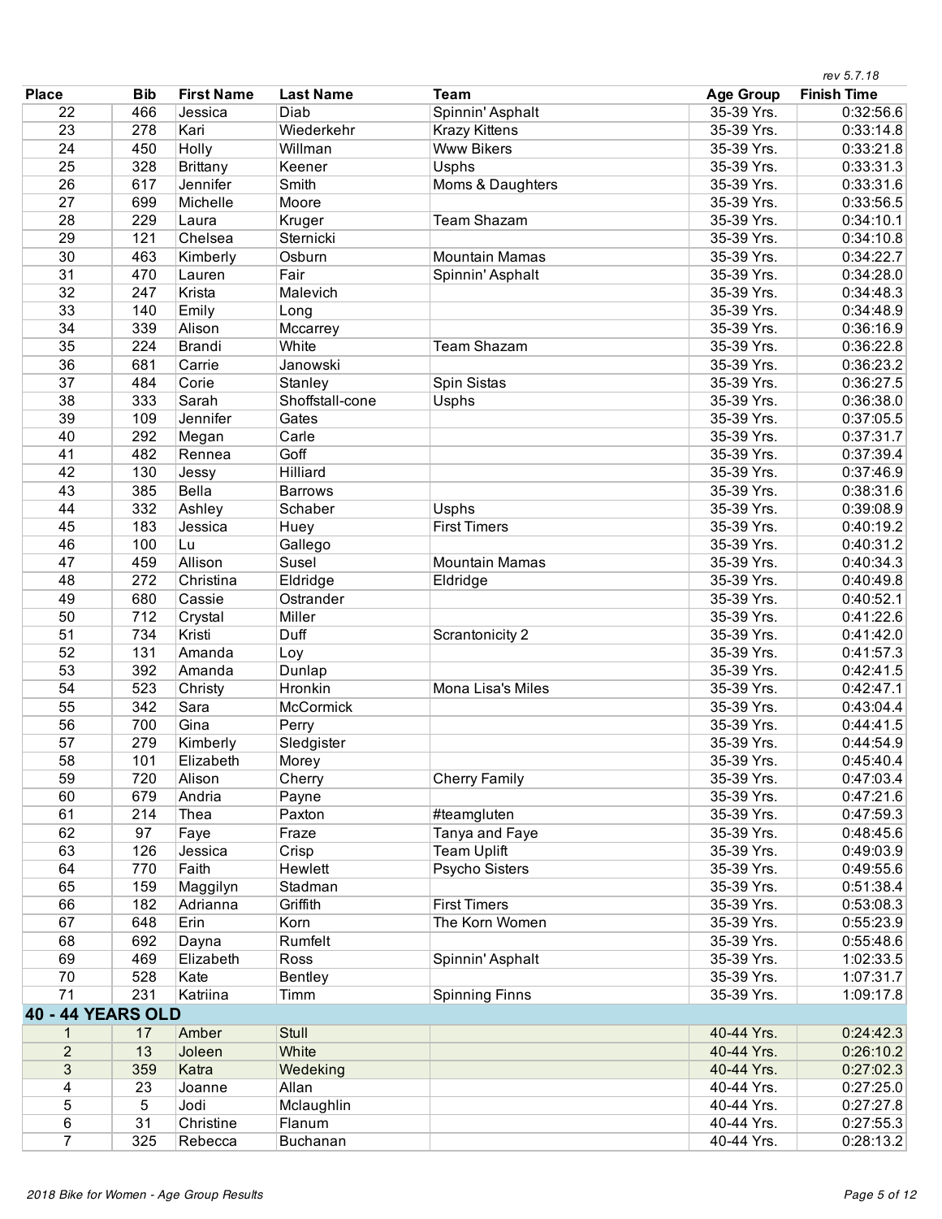*rev 5.7.18*

| Place | Bib | First Name | Last Name | Team | Age Group | Finish Time |
|---|---|---|---|---|---|---|
| 22 | 466 | Jessica | Diab | Spinnin' Asphalt | 35-39 Yrs. | 0:32:56.6 |
| 23 | 278 | Kari | Wiederkehr | Krazy Kittens | 35-39 Yrs. | 0:33:14.8 |
| 24 | 450 | Holly | Willman | Www Bikers | 35-39 Yrs. | 0:33:21.8 |
| 25 | 328 | Brittany | Keener | Usphs | 35-39 Yrs. | 0:33:31.3 |
| 26 | 617 | Jennifer | Smith | Moms & Daughters | 35-39 Yrs. | 0:33:31.6 |
| 27 | 699 | Michelle | Moore | | 35-39 Yrs. | 0:33:56.5 |
| 28 | 229 | Laura | Kruger | Team Shazam | 35-39 Yrs. | 0:34:10.1 |
| 29 | 121 | Chelsea | Sternicki | | 35-39 Yrs. | 0:34:10.8 |
| 30 | 463 | Kimberly | Osburn | Mountain Mamas | 35-39 Yrs. | 0:34:22.7 |
| 31 | 470 | Lauren | Fair | Spinnin' Asphalt | 35-39 Yrs. | 0:34:28.0 |
| 32 | 247 | Krista | Malevich | | 35-39 Yrs. | 0:34:48.3 |
| 33 | 140 | Emily | Long | | 35-39 Yrs. | 0:34:48.9 |
| 34 | 339 | Alison | Mccarrey | | 35-39 Yrs. | 0:36:16.9 |
| 35 | 224 | Brandi | White | Team Shazam | 35-39 Yrs. | 0:36:22.8 |
| 36 | 681 | Carrie | Janowski | | 35-39 Yrs. | 0:36:23.2 |
| 37 | 484 | Corie | Stanley | Spin Sistas | 35-39 Yrs. | 0:36:27.5 |
| 38 | 333 | Sarah | Shoffstall-cone | Usphs | 35-39 Yrs. | 0:36:38.0 |
| 39 | 109 | Jennifer | Gates | | 35-39 Yrs. | 0:37:05.5 |
| 40 | 292 | Megan | Carle | | 35-39 Yrs. | 0:37:31.7 |
| 41 | 482 | Rennea | Goff | | 35-39 Yrs. | 0:37:39.4 |
| 42 | 130 | Jessy | Hilliard | | 35-39 Yrs. | 0:37:46.9 |
| 43 | 385 | Bella | Barrows | | 35-39 Yrs. | 0:38:31.6 |
| 44 | 332 | Ashley | Schaber | Usphs | 35-39 Yrs. | 0:39:08.9 |
| 45 | 183 | Jessica | Huey | First Timers | 35-39 Yrs. | 0:40:19.2 |
| 46 | 100 | Lu | Gallego | | 35-39 Yrs. | 0:40:31.2 |
| 47 | 459 | Allison | Susel | Mountain Mamas | 35-39 Yrs. | 0:40:34.3 |
| 48 | 272 | Christina | Eldridge | Eldridge | 35-39 Yrs. | 0:40:49.8 |
| 49 | 680 | Cassie | Ostrander | | 35-39 Yrs. | 0:40:52.1 |
| 50 | 712 | Crystal | Miller | | 35-39 Yrs. | 0:41:22.6 |
| 51 | 734 | Kristi | Duff | Scrantonicity 2 | 35-39 Yrs. | 0:41:42.0 |
| 52 | 131 | Amanda | Loy | | 35-39 Yrs. | 0:41:57.3 |
| 53 | 392 | Amanda | Dunlap | | 35-39 Yrs. | 0:42:41.5 |
| 54 | 523 | Christy | Hronkin | Mona Lisa's Miles | 35-39 Yrs. | 0:42:47.1 |
| 55 | 342 | Sara | McCormick | | 35-39 Yrs. | 0:43:04.4 |
| 56 | 700 | Gina | Perry | | 35-39 Yrs. | 0:44:41.5 |
| 57 | 279 | Kimberly | Sledgister | | 35-39 Yrs. | 0:44:54.9 |
| 58 | 101 | Elizabeth | Morey | | 35-39 Yrs. | 0:45:40.4 |
| 59 | 720 | Alison | Cherry | Cherry Family | 35-39 Yrs. | 0:47:03.4 |
| 60 | 679 | Andria | Payne | | 35-39 Yrs. | 0:47:21.6 |
| 61 | 214 | Thea | Paxton | #teamgluten | 35-39 Yrs. | 0:47:59.3 |
| 62 | 97 | Faye | Fraze | Tanya and Faye | 35-39 Yrs. | 0:48:45.6 |
| 63 | 126 | Jessica | Crisp | Team Uplift | 35-39 Yrs. | 0:49:03.9 |
| 64 | 770 | Faith | Hewlett | Psycho Sisters | 35-39 Yrs. | 0:49:55.6 |
| 65 | 159 | Maggilyn | Stadman | | 35-39 Yrs. | 0:51:38.4 |
| 66 | 182 | Adrianna | Griffith | First Timers | 35-39 Yrs. | 0:53:08.3 |
| 67 | 648 | Erin | Korn | The Korn Women | 35-39 Yrs. | 0:55:23.9 |
| 68 | 692 | Dayna | Rumfelt | | 35-39 Yrs. | 0:55:48.6 |
| 69 | 469 | Elizabeth | Ross | Spinnin' Asphalt | 35-39 Yrs. | 1:02:33.5 |
| 70 | 528 | Kate | Bentley | | 35-39 Yrs. | 1:07:31.7 |
| 71 | 231 | Katriina | Timm | Spinning Finns | 35-39 Yrs. | 1:09:17.8 |
| **40 - 44 YEARS OLD** | | | | | | |
| 1 | 17 | Amber | Stull | | 40-44 Yrs. | 0:24:42.3 |
| 2 | 13 | Joleen | White | | 40-44 Yrs. | 0:26:10.2 |
| 3 | 359 | Katra | Wedeking | | 40-44 Yrs. | 0:27:02.3 |
| 4 | 23 | Joanne | Allan | | 40-44 Yrs. | 0:27:25.0 |
| 5 | 5 | Jodi | Mclaughlin | | 40-44 Yrs. | 0:27:27.8 |
| 6 | 31 | Christine | Flanum | | 40-44 Yrs. | 0:27:55.3 |
| 7 | 325 | Rebecca | Buchanan | | 40-44 Yrs. | 0:28:13.2 |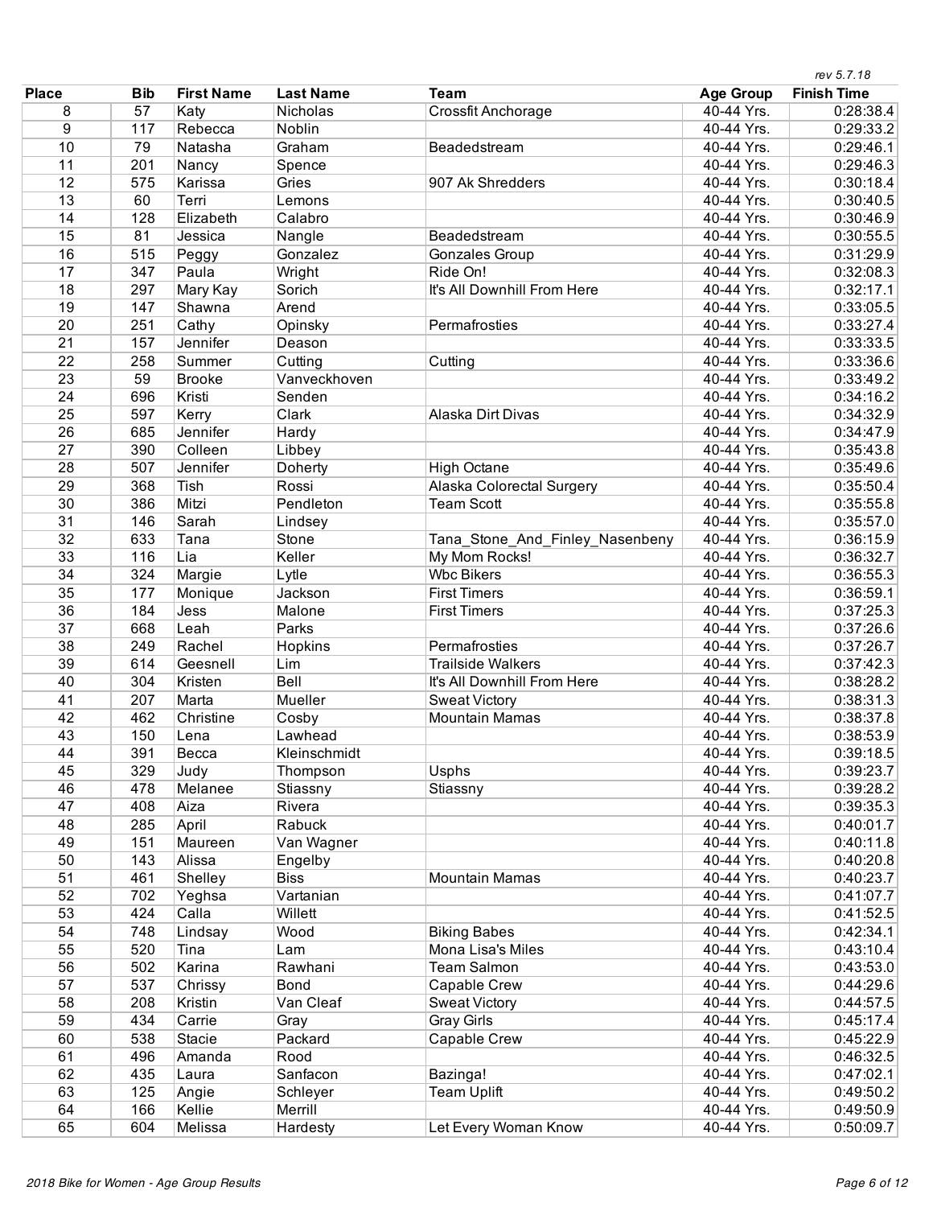rev 5.7.18

| Place | Bib | First Name | Last Name | Team | Age Group | Finish Time |
|---|---|---|---|---|---|---|
| 8 | 57 | Katy | Nicholas | Crossfit Anchorage | 40-44 Yrs. | 0:28:38.4 |
| 9 | 117 | Rebecca | Noblin | | 40-44 Yrs. | 0:29:33.2 |
| 10 | 79 | Natasha | Graham | Beadedstream | 40-44 Yrs. | 0:29:46.1 |
| 11 | 201 | Nancy | Spence | | 40-44 Yrs. | 0:29:46.3 |
| 12 | 575 | Karissa | Gries | 907 Ak Shredders | 40-44 Yrs. | 0:30:18.4 |
| 13 | 60 | Terri | Lemons | | 40-44 Yrs. | 0:30:40.5 |
| 14 | 128 | Elizabeth | Calabro | | 40-44 Yrs. | 0:30:46.9 |
| 15 | 81 | Jessica | Nangle | Beadedstream | 40-44 Yrs. | 0:30:55.5 |
| 16 | 515 | Peggy | Gonzalez | Gonzales Group | 40-44 Yrs. | 0:31:29.9 |
| 17 | 347 | Paula | Wright | Ride On! | 40-44 Yrs. | 0:32:08.3 |
| 18 | 297 | Mary Kay | Sorich | It's All Downhill From Here | 40-44 Yrs. | 0:32:17.1 |
| 19 | 147 | Shawna | Arend | | 40-44 Yrs. | 0:33:05.5 |
| 20 | 251 | Cathy | Opinsky | Permafrosties | 40-44 Yrs. | 0:33:27.4 |
| 21 | 157 | Jennifer | Deason | | 40-44 Yrs. | 0:33:33.5 |
| 22 | 258 | Summer | Cutting | Cutting | 40-44 Yrs. | 0:33:36.6 |
| 23 | 59 | Brooke | Vanveckhoven | | 40-44 Yrs. | 0:33:49.2 |
| 24 | 696 | Kristi | Senden | | 40-44 Yrs. | 0:34:16.2 |
| 25 | 597 | Kerry | Clark | Alaska Dirt Divas | 40-44 Yrs. | 0:34:32.9 |
| 26 | 685 | Jennifer | Hardy | | 40-44 Yrs. | 0:34:47.9 |
| 27 | 390 | Colleen | Libbey | | 40-44 Yrs. | 0:35:43.8 |
| 28 | 507 | Jennifer | Doherty | High Octane | 40-44 Yrs. | 0:35:49.6 |
| 29 | 368 | Tish | Rossi | Alaska Colorectal Surgery | 40-44 Yrs. | 0:35:50.4 |
| 30 | 386 | Mitzi | Pendleton | Team Scott | 40-44 Yrs. | 0:35:55.8 |
| 31 | 146 | Sarah | Lindsey | | 40-44 Yrs. | 0:35:57.0 |
| 32 | 633 | Tana | Stone | Tana_Stone_And_Finley_Nasenbeny | 40-44 Yrs. | 0:36:15.9 |
| 33 | 116 | Lia | Keller | My Mom Rocks! | 40-44 Yrs. | 0:36:32.7 |
| 34 | 324 | Margie | Lytle | Wbc Bikers | 40-44 Yrs. | 0:36:55.3 |
| 35 | 177 | Monique | Jackson | First Timers | 40-44 Yrs. | 0:36:59.1 |
| 36 | 184 | Jess | Malone | First Timers | 40-44 Yrs. | 0:37:25.3 |
| 37 | 668 | Leah | Parks | | 40-44 Yrs. | 0:37:26.6 |
| 38 | 249 | Rachel | Hopkins | Permafrosties | 40-44 Yrs. | 0:37:26.7 |
| 39 | 614 | Geesnell | Lim | Trailside Walkers | 40-44 Yrs. | 0:37:42.3 |
| 40 | 304 | Kristen | Bell | It's All Downhill From Here | 40-44 Yrs. | 0:38:28.2 |
| 41 | 207 | Marta | Mueller | Sweat Victory | 40-44 Yrs. | 0:38:31.3 |
| 42 | 462 | Christine | Cosby | Mountain Mamas | 40-44 Yrs. | 0:38:37.8 |
| 43 | 150 | Lena | Lawhead | | 40-44 Yrs. | 0:38:53.9 |
| 44 | 391 | Becca | Kleinschmidt | | 40-44 Yrs. | 0:39:18.5 |
| 45 | 329 | Judy | Thompson | Usphs | 40-44 Yrs. | 0:39:23.7 |
| 46 | 478 | Melanee | Stiassny | Stiassny | 40-44 Yrs. | 0:39:28.2 |
| 47 | 408 | Aiza | Rivera | | 40-44 Yrs. | 0:39:35.3 |
| 48 | 285 | April | Rabuck | | 40-44 Yrs. | 0:40:01.7 |
| 49 | 151 | Maureen | Van Wagner | | 40-44 Yrs. | 0:40:11.8 |
| 50 | 143 | Alissa | Engelby | | 40-44 Yrs. | 0:40:20.8 |
| 51 | 461 | Shelley | Biss | Mountain Mamas | 40-44 Yrs. | 0:40:23.7 |
| 52 | 702 | Yeghsa | Vartanian | | 40-44 Yrs. | 0:41:07.7 |
| 53 | 424 | Calla | Willett | | 40-44 Yrs. | 0:41:52.5 |
| 54 | 748 | Lindsay | Wood | Biking Babes | 40-44 Yrs. | 0:42:34.1 |
| 55 | 520 | Tina | Lam | Mona Lisa's Miles | 40-44 Yrs. | 0:43:10.4 |
| 56 | 502 | Karina | Rawhani | Team Salmon | 40-44 Yrs. | 0:43:53.0 |
| 57 | 537 | Chrissy | Bond | Capable Crew | 40-44 Yrs. | 0:44:29.6 |
| 58 | 208 | Kristin | Van Cleaf | Sweat Victory | 40-44 Yrs. | 0:44:57.5 |
| 59 | 434 | Carrie | Gray | Gray Girls | 40-44 Yrs. | 0:45:17.4 |
| 60 | 538 | Stacie | Packard | Capable Crew | 40-44 Yrs. | 0:45:22.9 |
| 61 | 496 | Amanda | Rood | | 40-44 Yrs. | 0:46:32.5 |
| 62 | 435 | Laura | Sanfacon | Bazinga! | 40-44 Yrs. | 0:47:02.1 |
| 63 | 125 | Angie | Schleyer | Team Uplift | 40-44 Yrs. | 0:49:50.2 |
| 64 | 166 | Kellie | Merrill | | 40-44 Yrs. | 0:49:50.9 |
| 65 | 604 | Melissa | Hardesty | Let Every Woman Know | 40-44 Yrs. | 0:50:09.7 |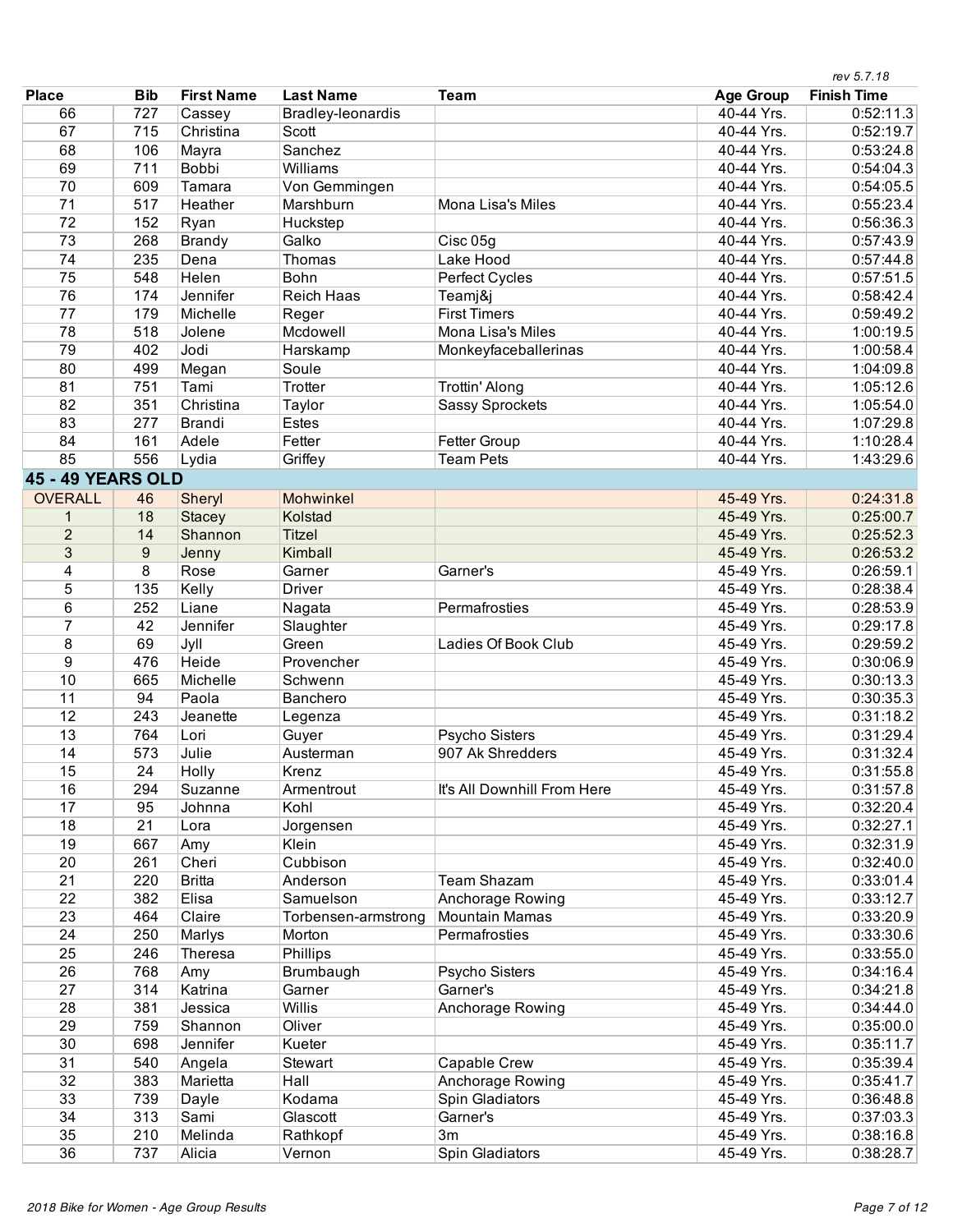| Place | Bib | First Name | Last Name | Team | Age Group | Finish Time |
|---|---|---|---|---|---|---|
| 66 | 727 | Cassey | Bradley-leonardis | | 40-44 Yrs. | 0:52:11.3 |
| 67 | 715 | Christina | Scott | | 40-44 Yrs. | 0:52:19.7 |
| 68 | 106 | Mayra | Sanchez | | 40-44 Yrs. | 0:53:24.8 |
| 69 | 711 | Bobbi | Williams | | 40-44 Yrs. | 0:54:04.3 |
| 70 | 609 | Tamara | Von Gemmingen | | 40-44 Yrs. | 0:54:05.5 |
| 71 | 517 | Heather | Marshburn | Mona Lisa's Miles | 40-44 Yrs. | 0:55:23.4 |
| 72 | 152 | Ryan | Huckstep | | 40-44 Yrs. | 0:56:36.3 |
| 73 | 268 | Brandy | Galko | Cisc 05g | 40-44 Yrs. | 0:57:43.9 |
| 74 | 235 | Dena | Thomas | Lake Hood | 40-44 Yrs. | 0:57:44.8 |
| 75 | 548 | Helen | Bohn | Perfect Cycles | 40-44 Yrs. | 0:57:51.5 |
| 76 | 174 | Jennifer | Reich Haas | Teamj&j | 40-44 Yrs. | 0:58:42.4 |
| 77 | 179 | Michelle | Reger | First Timers | 40-44 Yrs. | 0:59:49.2 |
| 78 | 518 | Jolene | Mcdowell | Mona Lisa's Miles | 40-44 Yrs. | 1:00:19.5 |
| 79 | 402 | Jodi | Harskamp | Monkeyfaceballerinas | 40-44 Yrs. | 1:00:58.4 |
| 80 | 499 | Megan | Soule | | 40-44 Yrs. | 1:04:09.8 |
| 81 | 751 | Tami | Trotter | Trottin' Along | 40-44 Yrs. | 1:05:12.6 |
| 82 | 351 | Christina | Taylor | Sassy Sprockets | 40-44 Yrs. | 1:05:54.0 |
| 83 | 277 | Brandi | Estes | | 40-44 Yrs. | 1:07:29.8 |
| 84 | 161 | Adele | Fetter | Fetter Group | 40-44 Yrs. | 1:10:28.4 |
| 85 | 556 | Lydia | Griffey | Team Pets | 40-44 Yrs. | 1:43:29.6 |
| **45 - 49 YEARS OLD** | | | | | | |
| OVERALL | 46 | Sheryl | Mohwinkel | | 45-49 Yrs. | 0:24:31.8 |
| 1 | 18 | Stacey | Kolstad | | 45-49 Yrs. | 0:25:00.7 |
| 2 | 14 | Shannon | Titzel | | 45-49 Yrs. | 0:25:52.3 |
| 3 | 9 | Jenny | Kimball | | 45-49 Yrs. | 0:26:53.2 |
| 4 | 8 | Rose | Garner | Garner's | 45-49 Yrs. | 0:26:59.1 |
| 5 | 135 | Kelly | Driver | | 45-49 Yrs. | 0:28:38.4 |
| 6 | 252 | Liane | Nagata | Permafrosties | 45-49 Yrs. | 0:28:53.9 |
| 7 | 42 | Jennifer | Slaughter | | 45-49 Yrs. | 0:29:17.8 |
| 8 | 69 | Jyll | Green | Ladies Of Book Club | 45-49 Yrs. | 0:29:59.2 |
| 9 | 476 | Heide | Provencher | | 45-49 Yrs. | 0:30:06.9 |
| 10 | 665 | Michelle | Schwenn | | 45-49 Yrs. | 0:30:13.3 |
| 11 | 94 | Paola | Banchero | | 45-49 Yrs. | 0:30:35.3 |
| 12 | 243 | Jeanette | Legenza | | 45-49 Yrs. | 0:31:18.2 |
| 13 | 764 | Lori | Guyer | Psycho Sisters | 45-49 Yrs. | 0:31:29.4 |
| 14 | 573 | Julie | Austerman | 907 Ak Shredders | 45-49 Yrs. | 0:31:32.4 |
| 15 | 24 | Holly | Krenz | | 45-49 Yrs. | 0:31:55.8 |
| 16 | 294 | Suzanne | Armentrout | It's All Downhill From Here | 45-49 Yrs. | 0:31:57.8 |
| 17 | 95 | Johnna | Kohl | | 45-49 Yrs. | 0:32:20.4 |
| 18 | 21 | Lora | Jorgensen | | 45-49 Yrs. | 0:32:27.1 |
| 19 | 667 | Amy | Klein | | 45-49 Yrs. | 0:32:31.9 |
| 20 | 261 | Cheri | Cubbison | | 45-49 Yrs. | 0:32:40.0 |
| 21 | 220 | Britta | Anderson | Team Shazam | 45-49 Yrs. | 0:33:01.4 |
| 22 | 382 | Elisa | Samuelson | Anchorage Rowing | 45-49 Yrs. | 0:33:12.7 |
| 23 | 464 | Claire | Torbensen-armstrong | Mountain Mamas | 45-49 Yrs. | 0:33:20.9 |
| 24 | 250 | Marlys | Morton | Permafrosties | 45-49 Yrs. | 0:33:30.6 |
| 25 | 246 | Theresa | Phillips | | 45-49 Yrs. | 0:33:55.0 |
| 26 | 768 | Amy | Brumbaugh | Psycho Sisters | 45-49 Yrs. | 0:34:16.4 |
| 27 | 314 | Katrina | Garner | Garner's | 45-49 Yrs. | 0:34:21.8 |
| 28 | 381 | Jessica | Willis | Anchorage Rowing | 45-49 Yrs. | 0:34:44.0 |
| 29 | 759 | Shannon | Oliver | | 45-49 Yrs. | 0:35:00.0 |
| 30 | 698 | Jennifer | Kueter | | 45-49 Yrs. | 0:35:11.7 |
| 31 | 540 | Angela | Stewart | Capable Crew | 45-49 Yrs. | 0:35:39.4 |
| 32 | 383 | Marietta | Hall | Anchorage Rowing | 45-49 Yrs. | 0:35:41.7 |
| 33 | 739 | Dayle | Kodama | Spin Gladiators | 45-49 Yrs. | 0:36:48.8 |
| 34 | 313 | Sami | Glascott | Garner's | 45-49 Yrs. | 0:37:03.3 |
| 35 | 210 | Melinda | Rathkopf | 3m | 45-49 Yrs. | 0:38:16.8 |
| 36 | 737 | Alicia | Vernon | Spin Gladiators | 45-49 Yrs. | 0:38:28.7 |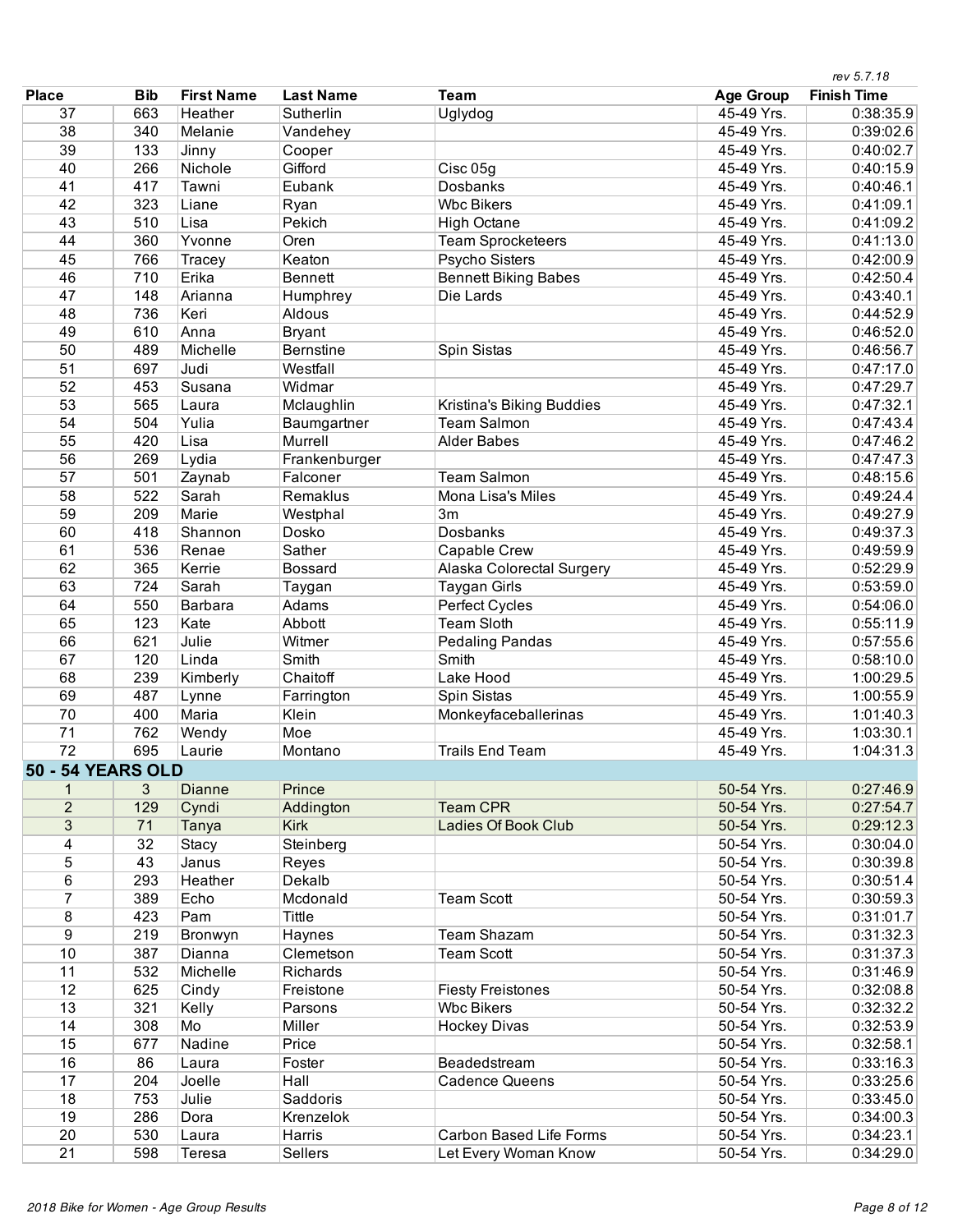| Place | Bib | First Name | Last Name | Team | Age Group | Finish Time |
|---|---|---|---|---|---|---|
| 37 | 663 | Heather | Sutherlin | Uglydog | 45-49 Yrs. | 0:38:35.9 |
| 38 | 340 | Melanie | Vandehey | | 45-49 Yrs. | 0:39:02.6 |
| 39 | 133 | Jinny | Cooper | | 45-49 Yrs. | 0:40:02.7 |
| 40 | 266 | Nichole | Gifford | Cisc 05g | 45-49 Yrs. | 0:40:15.9 |
| 41 | 417 | Tawni | Eubank | Dosbanks | 45-49 Yrs. | 0:40:46.1 |
| 42 | 323 | Liane | Ryan | Wbc Bikers | 45-49 Yrs. | 0:41:09.1 |
| 43 | 510 | Lisa | Pekich | High Octane | 45-49 Yrs. | 0:41:09.2 |
| 44 | 360 | Yvonne | Oren | Team Sprocketeers | 45-49 Yrs. | 0:41:13.0 |
| 45 | 766 | Tracey | Keaton | Psycho Sisters | 45-49 Yrs. | 0:42:00.9 |
| 46 | 710 | Erika | Bennett | Bennett Biking Babes | 45-49 Yrs. | 0:42:50.4 |
| 47 | 148 | Arianna | Humphrey | Die Lards | 45-49 Yrs. | 0:43:40.1 |
| 48 | 736 | Keri | Aldous | | 45-49 Yrs. | 0:44:52.9 |
| 49 | 610 | Anna | Bryant | | 45-49 Yrs. | 0:46:52.0 |
| 50 | 489 | Michelle | Bernstine | Spin Sistas | 45-49 Yrs. | 0:46:56.7 |
| 51 | 697 | Judi | Westfall | | 45-49 Yrs. | 0:47:17.0 |
| 52 | 453 | Susana | Widmar | | 45-49 Yrs. | 0:47:29.7 |
| 53 | 565 | Laura | Mclaughlin | Kristina's Biking Buddies | 45-49 Yrs. | 0:47:32.1 |
| 54 | 504 | Yulia | Baumgartner | Team Salmon | 45-49 Yrs. | 0:47:43.4 |
| 55 | 420 | Lisa | Murrell | Alder Babes | 45-49 Yrs. | 0:47:46.2 |
| 56 | 269 | Lydia | Frankenburger | | 45-49 Yrs. | 0:47:47.3 |
| 57 | 501 | Zaynab | Falconer | Team Salmon | 45-49 Yrs. | 0:48:15.6 |
| 58 | 522 | Sarah | Remaklus | Mona Lisa's Miles | 45-49 Yrs. | 0:49:24.4 |
| 59 | 209 | Marie | Westphal | 3m | 45-49 Yrs. | 0:49:27.9 |
| 60 | 418 | Shannon | Dosko | Dosbanks | 45-49 Yrs. | 0:49:37.3 |
| 61 | 536 | Renae | Sather | Capable Crew | 45-49 Yrs. | 0:49:59.9 |
| 62 | 365 | Kerrie | Bossard | Alaska Colorectal Surgery | 45-49 Yrs. | 0:52:29.9 |
| 63 | 724 | Sarah | Taygan | Taygan Girls | 45-49 Yrs. | 0:53:59.0 |
| 64 | 550 | Barbara | Adams | Perfect Cycles | 45-49 Yrs. | 0:54:06.0 |
| 65 | 123 | Kate | Abbott | Team Sloth | 45-49 Yrs. | 0:55:11.9 |
| 66 | 621 | Julie | Witmer | Pedaling Pandas | 45-49 Yrs. | 0:57:55.6 |
| 67 | 120 | Linda | Smith | Smith | 45-49 Yrs. | 0:58:10.0 |
| 68 | 239 | Kimberly | Chaitoff | Lake Hood | 45-49 Yrs. | 1:00:29.5 |
| 69 | 487 | Lynne | Farrington | Spin Sistas | 45-49 Yrs. | 1:00:55.9 |
| 70 | 400 | Maria | Klein | Monkeyfaceballerinas | 45-49 Yrs. | 1:01:40.3 |
| 71 | 762 | Wendy | Moe | | 45-49 Yrs. | 1:03:30.1 |
| 72 | 695 | Laurie | Montano | Trails End Team | 45-49 Yrs. | 1:04:31.3 |
| **50 - 54 YEARS OLD** | | | | | | |
| 1 | 3 | Dianne | Prince | | 50-54 Yrs. | 0:27:46.9 |
| 2 | 129 | Cyndi | Addington | Team CPR | 50-54 Yrs. | 0:27:54.7 |
| 3 | 71 | Tanya | Kirk | Ladies Of Book Club | 50-54 Yrs. | 0:29:12.3 |
| 4 | 32 | Stacy | Steinberg | | 50-54 Yrs. | 0:30:04.0 |
| 5 | 43 | Janus | Reyes | | 50-54 Yrs. | 0:30:39.8 |
| 6 | 293 | Heather | Dekalb | | 50-54 Yrs. | 0:30:51.4 |
| 7 | 389 | Echo | Mcdonald | Team Scott | 50-54 Yrs. | 0:30:59.3 |
| 8 | 423 | Pam | Tittle | | 50-54 Yrs. | 0:31:01.7 |
| 9 | 219 | Bronwyn | Haynes | Team Shazam | 50-54 Yrs. | 0:31:32.3 |
| 10 | 387 | Dianna | Clemetson | Team Scott | 50-54 Yrs. | 0:31:37.3 |
| 11 | 532 | Michelle | Richards | | 50-54 Yrs. | 0:31:46.9 |
| 12 | 625 | Cindy | Freistone | Fiesty Freistones | 50-54 Yrs. | 0:32:08.8 |
| 13 | 321 | Kelly | Parsons | Wbc Bikers | 50-54 Yrs. | 0:32:32.2 |
| 14 | 308 | Mo | Miller | Hockey Divas | 50-54 Yrs. | 0:32:53.9 |
| 15 | 677 | Nadine | Price | | 50-54 Yrs. | 0:32:58.1 |
| 16 | 86 | Laura | Foster | Beadedstream | 50-54 Yrs. | 0:33:16.3 |
| 17 | 204 | Joelle | Hall | Cadence Queens | 50-54 Yrs. | 0:33:25.6 |
| 18 | 753 | Julie | Saddoris | | 50-54 Yrs. | 0:33:45.0 |
| 19 | 286 | Dora | Krenzelok | | 50-54 Yrs. | 0:34:00.3 |
| 20 | 530 | Laura | Harris | Carbon Based Life Forms | 50-54 Yrs. | 0:34:23.1 |
| 21 | 598 | Teresa | Sellers | Let Every Woman Know | 50-54 Yrs. | 0:34:29.0 |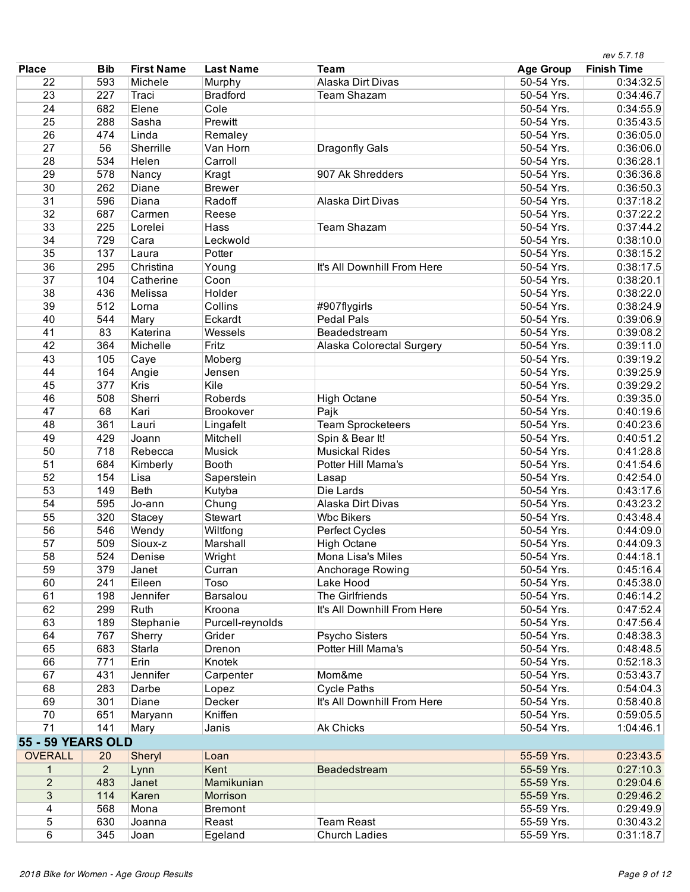| Place | Bib | First Name | Last Name | Team | Age Group | Finish Time |
|---|---|---|---|---|---|---|
| 22 | 593 | Michele | Murphy | Alaska Dirt Divas | 50-54 Yrs. | 0:34:32.5 |
| 23 | 227 | Traci | Bradford | Team Shazam | 50-54 Yrs. | 0:34:46.7 |
| 24 | 682 | Elene | Cole | | 50-54 Yrs. | 0:34:55.9 |
| 25 | 288 | Sasha | Prewitt | | 50-54 Yrs. | 0:35:43.5 |
| 26 | 474 | Linda | Remaley | | 50-54 Yrs. | 0:36:05.0 |
| 27 | 56 | Sherrille | Van Horn | Dragonfly Gals | 50-54 Yrs. | 0:36:06.0 |
| 28 | 534 | Helen | Carroll | | 50-54 Yrs. | 0:36:28.1 |
| 29 | 578 | Nancy | Kragt | 907 Ak Shredders | 50-54 Yrs. | 0:36:36.8 |
| 30 | 262 | Diane | Brewer | | 50-54 Yrs. | 0:36:50.3 |
| 31 | 596 | Diana | Radoff | Alaska Dirt Divas | 50-54 Yrs. | 0:37:18.2 |
| 32 | 687 | Carmen | Reese | | 50-54 Yrs. | 0:37:22.2 |
| 33 | 225 | Lorelei | Hass | Team Shazam | 50-54 Yrs. | 0:37:44.2 |
| 34 | 729 | Cara | Leckwold | | 50-54 Yrs. | 0:38:10.0 |
| 35 | 137 | Laura | Potter | | 50-54 Yrs. | 0:38:15.2 |
| 36 | 295 | Christina | Young | It's All Downhill From Here | 50-54 Yrs. | 0:38:17.5 |
| 37 | 104 | Catherine | Coon | | 50-54 Yrs. | 0:38:20.1 |
| 38 | 436 | Melissa | Holder | | 50-54 Yrs. | 0:38:22.0 |
| 39 | 512 | Lorna | Collins | #907flygirls | 50-54 Yrs. | 0:38:24.9 |
| 40 | 544 | Mary | Eckardt | Pedal Pals | 50-54 Yrs. | 0:39:06.9 |
| 41 | 83 | Katerina | Wessels | Beadedstream | 50-54 Yrs. | 0:39:08.2 |
| 42 | 364 | Michelle | Fritz | Alaska Colorectal Surgery | 50-54 Yrs. | 0:39:11.0 |
| 43 | 105 | Caye | Moberg | | 50-54 Yrs. | 0:39:19.2 |
| 44 | 164 | Angie | Jensen | | 50-54 Yrs. | 0:39:25.9 |
| 45 | 377 | Kris | Kile | | 50-54 Yrs. | 0:39:29.2 |
| 46 | 508 | Sherri | Roberds | High Octane | 50-54 Yrs. | 0:39:35.0 |
| 47 | 68 | Kari | Brookover | Pajk | 50-54 Yrs. | 0:40:19.6 |
| 48 | 361 | Lauri | Lingafelt | Team Sprocketeers | 50-54 Yrs. | 0:40:23.6 |
| 49 | 429 | Joann | Mitchell | Spin & Bear It! | 50-54 Yrs. | 0:40:51.2 |
| 50 | 718 | Rebecca | Musick | Musickal Rides | 50-54 Yrs. | 0:41:28.8 |
| 51 | 684 | Kimberly | Booth | Potter Hill Mama's | 50-54 Yrs. | 0:41:54.6 |
| 52 | 154 | Lisa | Saperstein | Lasap | 50-54 Yrs. | 0:42:54.0 |
| 53 | 149 | Beth | Kutyba | Die Lards | 50-54 Yrs. | 0:43:17.6 |
| 54 | 595 | Jo-ann | Chung | Alaska Dirt Divas | 50-54 Yrs. | 0:43:23.2 |
| 55 | 320 | Stacey | Stewart | Wbc Bikers | 50-54 Yrs. | 0:43:48.4 |
| 56 | 546 | Wendy | Wiltfong | Perfect Cycles | 50-54 Yrs. | 0:44:09.0 |
| 57 | 509 | Sioux-z | Marshall | High Octane | 50-54 Yrs. | 0:44:09.3 |
| 58 | 524 | Denise | Wright | Mona Lisa's Miles | 50-54 Yrs. | 0:44:18.1 |
| 59 | 379 | Janet | Curran | Anchorage Rowing | 50-54 Yrs. | 0:45:16.4 |
| 60 | 241 | Eileen | Toso | Lake Hood | 50-54 Yrs. | 0:45:38.0 |
| 61 | 198 | Jennifer | Barsalou | The Girlfriends | 50-54 Yrs. | 0:46:14.2 |
| 62 | 299 | Ruth | Kroona | It's All Downhill From Here | 50-54 Yrs. | 0:47:52.4 |
| 63 | 189 | Stephanie | Purcell-reynolds | | 50-54 Yrs. | 0:47:56.4 |
| 64 | 767 | Sherry | Grider | Psycho Sisters | 50-54 Yrs. | 0:48:38.3 |
| 65 | 683 | Starla | Drenon | Potter Hill Mama's | 50-54 Yrs. | 0:48:48.5 |
| 66 | 771 | Erin | Knotek | | 50-54 Yrs. | 0:52:18.3 |
| 67 | 431 | Jennifer | Carpenter | Mom&me | 50-54 Yrs. | 0:53:43.7 |
| 68 | 283 | Darbe | Lopez | Cycle Paths | 50-54 Yrs. | 0:54:04.3 |
| 69 | 301 | Diane | Decker | It's All Downhill From Here | 50-54 Yrs. | 0:58:40.8 |
| 70 | 651 | Maryann | Kniffen | | 50-54 Yrs. | 0:59:05.5 |
| 71 | 141 | Mary | Janis | Ak Chicks | 50-54 Yrs. | 1:04:46.1 |
| **55 - 59 YEARS OLD** | | | | | | |
| OVERALL | 20 | Sheryl | Loan | | 55-59 Yrs. | 0:23:43.5 |
| 1 | 2 | Lynn | Kent | Beadedstream | 55-59 Yrs. | 0:27:10.3 |
| 2 | 483 | Janet | Mamikunian | | 55-59 Yrs. | 0:29:04.6 |
| 3 | 114 | Karen | Morrison | | 55-59 Yrs. | 0:29:46.2 |
| 4 | 568 | Mona | Bremont | | 55-59 Yrs. | 0:29:49.9 |
| 5 | 630 | Joanna | Reast | Team Reast | 55-59 Yrs. | 0:30:43.2 |
| 6 | 345 | Joan | Egeland | Church Ladies | 55-59 Yrs. | 0:31:18.7 |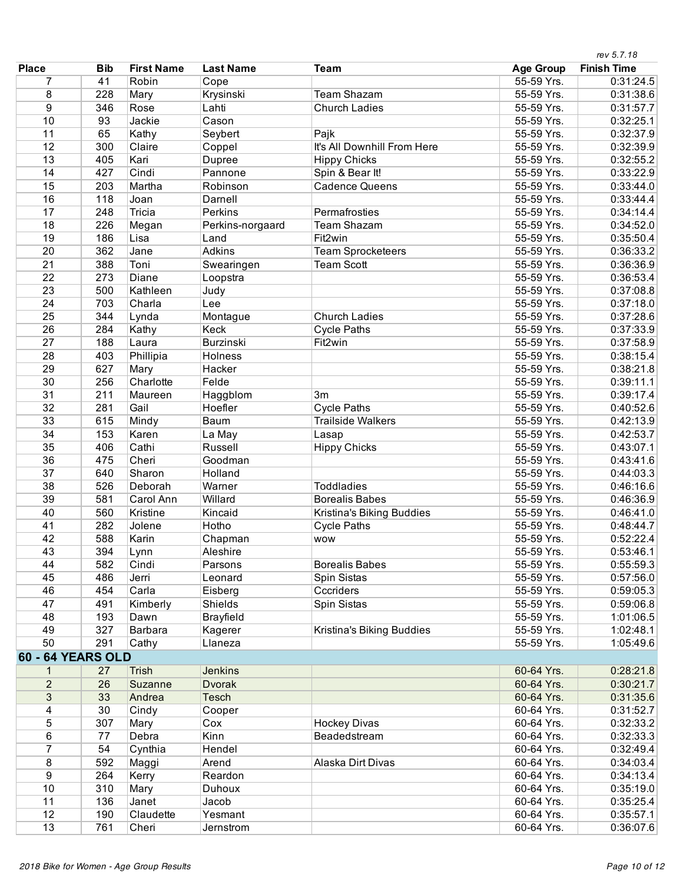rev 5.7.18

| Place | Bib | First Name | Last Name | Team | Age Group | Finish Time |
|---|---|---|---|---|---|---|
| 7 | 41 | Robin | Cope | | 55-59 Yrs. | 0:31:24.5 |
| 8 | 228 | Mary | Krysinski | Team Shazam | 55-59 Yrs. | 0:31:38.6 |
| 9 | 346 | Rose | Lahti | Church Ladies | 55-59 Yrs. | 0:31:57.7 |
| 10 | 93 | Jackie | Cason | | 55-59 Yrs. | 0:32:25.1 |
| 11 | 65 | Kathy | Seybert | Pajk | 55-59 Yrs. | 0:32:37.9 |
| 12 | 300 | Claire | Coppel | It's All Downhill From Here | 55-59 Yrs. | 0:32:39.9 |
| 13 | 405 | Kari | Dupree | Hippy Chicks | 55-59 Yrs. | 0:32:55.2 |
| 14 | 427 | Cindi | Pannone | Spin & Bear It! | 55-59 Yrs. | 0:33:22.9 |
| 15 | 203 | Martha | Robinson | Cadence Queens | 55-59 Yrs. | 0:33:44.0 |
| 16 | 118 | Joan | Darnell | | 55-59 Yrs. | 0:33:44.4 |
| 17 | 248 | Tricia | Perkins | Permafrosties | 55-59 Yrs. | 0:34:14.4 |
| 18 | 226 | Megan | Perkins-norgaard | Team Shazam | 55-59 Yrs. | 0:34:52.0 |
| 19 | 186 | Lisa | Land | Fit2win | 55-59 Yrs. | 0:35:50.4 |
| 20 | 362 | Jane | Adkins | Team Sprocketeers | 55-59 Yrs. | 0:36:33.2 |
| 21 | 388 | Toni | Swearingen | Team Scott | 55-59 Yrs. | 0:36:36.9 |
| 22 | 273 | Diane | Loopstra | | 55-59 Yrs. | 0:36:53.4 |
| 23 | 500 | Kathleen | Judy | | 55-59 Yrs. | 0:37:08.8 |
| 24 | 703 | Charla | Lee | | 55-59 Yrs. | 0:37:18.0 |
| 25 | 344 | Lynda | Montague | Church Ladies | 55-59 Yrs. | 0:37:28.6 |
| 26 | 284 | Kathy | Keck | Cycle Paths | 55-59 Yrs. | 0:37:33.9 |
| 27 | 188 | Laura | Burzinski | Fit2win | 55-59 Yrs. | 0:37:58.9 |
| 28 | 403 | Phillipia | Holness | | 55-59 Yrs. | 0:38:15.4 |
| 29 | 627 | Mary | Hacker | | 55-59 Yrs. | 0:38:21.8 |
| 30 | 256 | Charlotte | Felde | | 55-59 Yrs. | 0:39:11.1 |
| 31 | 211 | Maureen | Haggblom | 3m | 55-59 Yrs. | 0:39:17.4 |
| 32 | 281 | Gail | Hoefler | Cycle Paths | 55-59 Yrs. | 0:40:52.6 |
| 33 | 615 | Mindy | Baum | Trailside Walkers | 55-59 Yrs. | 0:42:13.9 |
| 34 | 153 | Karen | La May | Lasap | 55-59 Yrs. | 0:42:53.7 |
| 35 | 406 | Cathi | Russell | Hippy Chicks | 55-59 Yrs. | 0:43:07.1 |
| 36 | 475 | Cheri | Goodman | | 55-59 Yrs. | 0:43:41.6 |
| 37 | 640 | Sharon | Holland | | 55-59 Yrs. | 0:44:03.3 |
| 38 | 526 | Deborah | Warner | Toddladies | 55-59 Yrs. | 0:46:16.6 |
| 39 | 581 | Carol Ann | Willard | Borealis Babes | 55-59 Yrs. | 0:46:36.9 |
| 40 | 560 | Kristine | Kincaid | Kristina's Biking Buddies | 55-59 Yrs. | 0:46:41.0 |
| 41 | 282 | Jolene | Hotho | Cycle Paths | 55-59 Yrs. | 0:48:44.7 |
| 42 | 588 | Karin | Chapman | wow | 55-59 Yrs. | 0:52:22.4 |
| 43 | 394 | Lynn | Aleshire | | 55-59 Yrs. | 0:53:46.1 |
| 44 | 582 | Cindi | Parsons | Borealis Babes | 55-59 Yrs. | 0:55:59.3 |
| 45 | 486 | Jerri | Leonard | Spin Sistas | 55-59 Yrs. | 0:57:56.0 |
| 46 | 454 | Carla | Eisberg | Cccriders | 55-59 Yrs. | 0:59:05.3 |
| 47 | 491 | Kimberly | Shields | Spin Sistas | 55-59 Yrs. | 0:59:06.8 |
| 48 | 193 | Dawn | Brayfield | | 55-59 Yrs. | 1:01:06.5 |
| 49 | 327 | Barbara | Kagerer | Kristina's Biking Buddies | 55-59 Yrs. | 1:02:48.1 |
| 50 | 291 | Cathy | Llaneza | | 55-59 Yrs. | 1:05:49.6 |
| **60 - 64 YEARS OLD** | | | | | | |
| 1 | 27 | Trish | Jenkins | | 60-64 Yrs. | 0:28:21.8 |
| 2 | 26 | Suzanne | Dvorak | | 60-64 Yrs. | 0:30:21.7 |
| 3 | 33 | Andrea | Tesch | | 60-64 Yrs. | 0:31:35.6 |
| 4 | 30 | Cindy | Cooper | | 60-64 Yrs. | 0:31:52.7 |
| 5 | 307 | Mary | Cox | Hockey Divas | 60-64 Yrs. | 0:32:33.2 |
| 6 | 77 | Debra | Kinn | Beadedstream | 60-64 Yrs. | 0:32:33.3 |
| 7 | 54 | Cynthia | Hendel | | 60-64 Yrs. | 0:32:49.4 |
| 8 | 592 | Maggi | Arend | Alaska Dirt Divas | 60-64 Yrs. | 0:34:03.4 |
| 9 | 264 | Kerry | Reardon | | 60-64 Yrs. | 0:34:13.4 |
| 10 | 310 | Mary | Duhoux | | 60-64 Yrs. | 0:35:19.0 |
| 11 | 136 | Janet | Jacob | | 60-64 Yrs. | 0:35:25.4 |
| 12 | 190 | Claudette | Yesmant | | 60-64 Yrs. | 0:35:57.1 |
| 13 | 761 | Cheri | Jernstrom | | 60-64 Yrs. | 0:36:07.6 |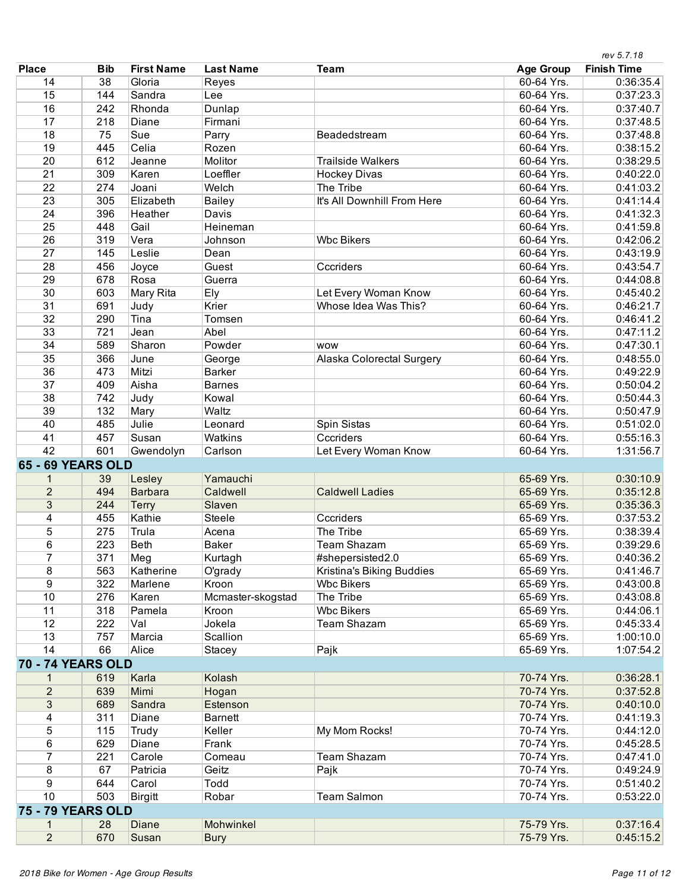*rev 5.7.18*

| Place | Bib | First Name | Last Name | Team | Age Group | Finish Time |
|---|---|---|---|---|---|---|
| 14 | 38 | Gloria | Reyes | | 60-64 Yrs. | 0:36:35.4 |
| 15 | 144 | Sandra | Lee | | 60-64 Yrs. | 0:37:23.3 |
| 16 | 242 | Rhonda | Dunlap | | 60-64 Yrs. | 0:37:40.7 |
| 17 | 218 | Diane | Firmani | | 60-64 Yrs. | 0:37:48.5 |
| 18 | 75 | Sue | Parry | Beadedstream | 60-64 Yrs. | 0:37:48.8 |
| 19 | 445 | Celia | Rozen | | 60-64 Yrs. | 0:38:15.2 |
| 20 | 612 | Jeanne | Molitor | Trailside Walkers | 60-64 Yrs. | 0:38:29.5 |
| 21 | 309 | Karen | Loeffler | Hockey Divas | 60-64 Yrs. | 0:40:22.0 |
| 22 | 274 | Joani | Welch | The Tribe | 60-64 Yrs. | 0:41:03.2 |
| 23 | 305 | Elizabeth | Bailey | It's All Downhill From Here | 60-64 Yrs. | 0:41:14.4 |
| 24 | 396 | Heather | Davis | | 60-64 Yrs. | 0:41:32.3 |
| 25 | 448 | Gail | Heineman | | 60-64 Yrs. | 0:41:59.8 |
| 26 | 319 | Vera | Johnson | Wbc Bikers | 60-64 Yrs. | 0:42:06.2 |
| 27 | 145 | Leslie | Dean | | 60-64 Yrs. | 0:43:19.9 |
| 28 | 456 | Joyce | Guest | Cccriders | 60-64 Yrs. | 0:43:54.7 |
| 29 | 678 | Rosa | Guerra | | 60-64 Yrs. | 0:44:08.8 |
| 30 | 603 | Mary Rita | Ely | Let Every Woman Know | 60-64 Yrs. | 0:45:40.2 |
| 31 | 691 | Judy | Krier | Whose Idea Was This? | 60-64 Yrs. | 0:46:21.7 |
| 32 | 290 | Tina | Tomsen | | 60-64 Yrs. | 0:46:41.2 |
| 33 | 721 | Jean | Abel | | 60-64 Yrs. | 0:47:11.2 |
| 34 | 589 | Sharon | Powder | wow | 60-64 Yrs. | 0:47:30.1 |
| 35 | 366 | June | George | Alaska Colorectal Surgery | 60-64 Yrs. | 0:48:55.0 |
| 36 | 473 | Mitzi | Barker | | 60-64 Yrs. | 0:49:22.9 |
| 37 | 409 | Aisha | Barnes | | 60-64 Yrs. | 0:50:04.2 |
| 38 | 742 | Judy | Kowal | | 60-64 Yrs. | 0:50:44.3 |
| 39 | 132 | Mary | Waltz | | 60-64 Yrs. | 0:50:47.9 |
| 40 | 485 | Julie | Leonard | Spin Sistas | 60-64 Yrs. | 0:51:02.0 |
| 41 | 457 | Susan | Watkins | Cccriders | 60-64 Yrs. | 0:55:16.3 |
| 42 | 601 | Gwendolyn | Carlson | Let Every Woman Know | 60-64 Yrs. | 1:31:56.7 |
| **65 - 69 YEARS OLD** | | | | | | |
| 1 | 39 | Lesley | Yamauchi | | 65-69 Yrs. | 0:30:10.9 |
| 2 | 494 | Barbara | Caldwell | Caldwell Ladies | 65-69 Yrs. | 0:35:12.8 |
| 3 | 244 | Terry | Slaven | | 65-69 Yrs. | 0:35:36.3 |
| 4 | 455 | Kathie | Steele | Cccriders | 65-69 Yrs. | 0:37:53.2 |
| 5 | 275 | Trula | Acena | The Tribe | 65-69 Yrs. | 0:38:39.4 |
| 6 | 223 | Beth | Baker | Team Shazam | 65-69 Yrs. | 0:39:29.6 |
| 7 | 371 | Meg | Kurtagh | #shepersisted2.0 | 65-69 Yrs. | 0:40:36.2 |
| 8 | 563 | Katherine | O'grady | Kristina's Biking Buddies | 65-69 Yrs. | 0:41:46.7 |
| 9 | 322 | Marlene | Kroon | Wbc Bikers | 65-69 Yrs. | 0:43:00.8 |
| 10 | 276 | Karen | Mcmaster-skogstad | The Tribe | 65-69 Yrs. | 0:43:08.8 |
| 11 | 318 | Pamela | Kroon | Wbc Bikers | 65-69 Yrs. | 0:44:06.1 |
| 12 | 222 | Val | Jokela | Team Shazam | 65-69 Yrs. | 0:45:33.4 |
| 13 | 757 | Marcia | Scallion | | 65-69 Yrs. | 1:00:10.0 |
| 14 | 66 | Alice | Stacey | Pajk | 65-69 Yrs. | 1:07:54.2 |
| **70 - 74 YEARS OLD** | | | | | | |
| 1 | 619 | Karla | Kolash | | 70-74 Yrs. | 0:36:28.1 |
| 2 | 639 | Mimi | Hogan | | 70-74 Yrs. | 0:37:52.8 |
| 3 | 689 | Sandra | Estenson | | 70-74 Yrs. | 0:40:10.0 |
| 4 | 311 | Diane | Barnett | | 70-74 Yrs. | 0:41:19.3 |
| 5 | 115 | Trudy | Keller | My Mom Rocks! | 70-74 Yrs. | 0:44:12.0 |
| 6 | 629 | Diane | Frank | | 70-74 Yrs. | 0:45:28.5 |
| 7 | 221 | Carole | Comeau | Team Shazam | 70-74 Yrs. | 0:47:41.0 |
| 8 | 67 | Patricia | Geitz | Pajk | 70-74 Yrs. | 0:49:24.9 |
| 9 | 644 | Carol | Todd | | 70-74 Yrs. | 0:51:40.2 |
| 10 | 503 | Birgitt | Robar | Team Salmon | 70-74 Yrs. | 0:53:22.0 |
| **75 - 79 YEARS OLD** | | | | | | |
| 1 | 28 | Diane | Mohwinkel | | 75-79 Yrs. | 0:37:16.4 |
| 2 | 670 | Susan | Bury | | 75-79 Yrs. | 0:45:15.2 |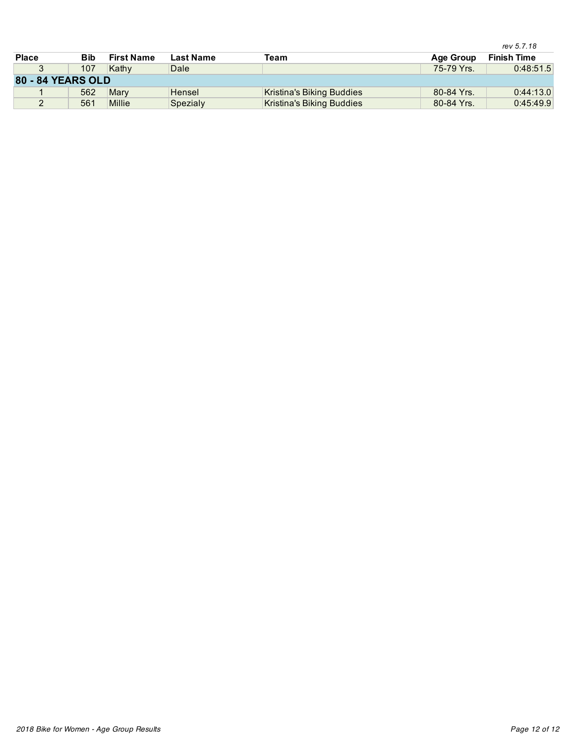*rev 5.7.18*

| Place | Bib | First Name | Last Name | Team | Age Group | Finish Time |
|---|---|---|---|---|---|---|
| 3 | 107 | Kathy | Dale | | 75-79 Yrs. | 0:48:51.5 |
| **80 - 84 YEARS OLD** | | | | | | |
| 1 | 562 | Mary | Hensel | Kristina's Biking Buddies | 80-84 Yrs. | 0:44:13.0 |
| 2 | 561 | Millie | Spezialy | Kristina's Biking Buddies | 80-84 Yrs. | 0:45:49.9 |